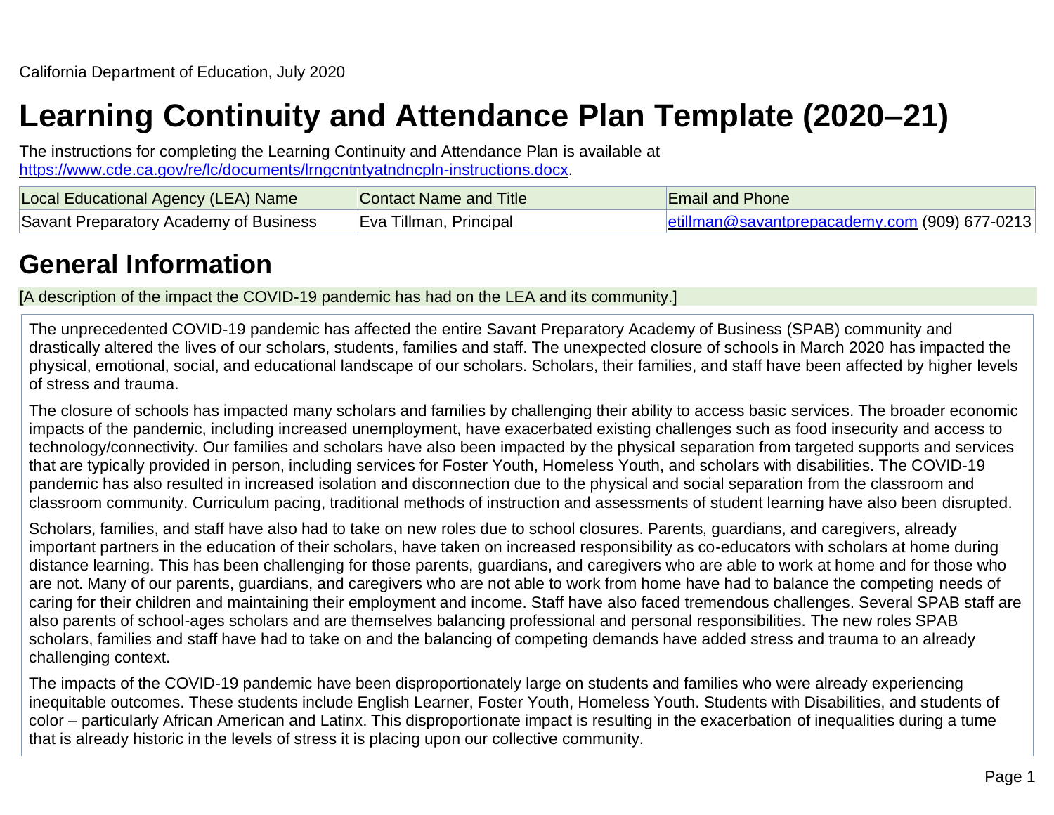California Department of Education, July 2020

# Learning Continuity and Attendance Plan Template (2020–21)

The instructions for completing the Learning Continuity and Attendance Plan is available at https://www.cde.ca.gov/re/lc/documents/lrngcntntyatndncpln-instructions.docx.

| Local Educational Agency (LEA) Name | Contact Name and Title | Email and Phone |
|---|---|---|
| Savant Preparatory Academy of Business | Eva Tillman, Principal | etillman@savantprepacademy.com (909) 677-0213 |

## General Information

[A description of the impact the COVID-19 pandemic has had on the LEA and its community.]

The unprecedented COVID-19 pandemic has affected the entire Savant Preparatory Academy of Business (SPAB) community and drastically altered the lives of our scholars, students, families and staff. The unexpected closure of schools in March 2020 has impacted the physical, emotional, social, and educational landscape of our scholars. Scholars, their families, and staff have been affected by higher levels of stress and trauma.

The closure of schools has impacted many scholars and families by challenging their ability to access basic services. The broader economic impacts of the pandemic, including increased unemployment, have exacerbated existing challenges such as food insecurity and access to technology/connectivity. Our families and scholars have also been impacted by the physical separation from targeted supports and services that are typically provided in person, including services for Foster Youth, Homeless Youth, and scholars with disabilities. The COVID-19 pandemic has also resulted in increased isolation and disconnection due to the physical and social separation from the classroom and classroom community. Curriculum pacing, traditional methods of instruction and assessments of student learning have also been disrupted.

Scholars, families, and staff have also had to take on new roles due to school closures. Parents, guardians, and caregivers, already important partners in the education of their scholars, have taken on increased responsibility as co-educators with scholars at home during distance learning. This has been challenging for those parents, guardians, and caregivers who are able to work at home and for those who are not. Many of our parents, guardians, and caregivers who are not able to work from home have had to balance the competing needs of caring for their children and maintaining their employment and income. Staff have also faced tremendous challenges. Several SPAB staff are also parents of school-ages scholars and are themselves balancing professional and personal responsibilities. The new roles SPAB scholars, families and staff have had to take on and the balancing of competing demands have added stress and trauma to an already challenging context.

The impacts of the COVID-19 pandemic have been disproportionately large on students and families who were already experiencing inequitable outcomes. These students include English Learner, Foster Youth, Homeless Youth. Students with Disabilities, and students of color – particularly African American and Latinx. This disproportionate impact is resulting in the exacerbation of inequalities during a tume that is already historic in the levels of stress it is placing upon our collective community.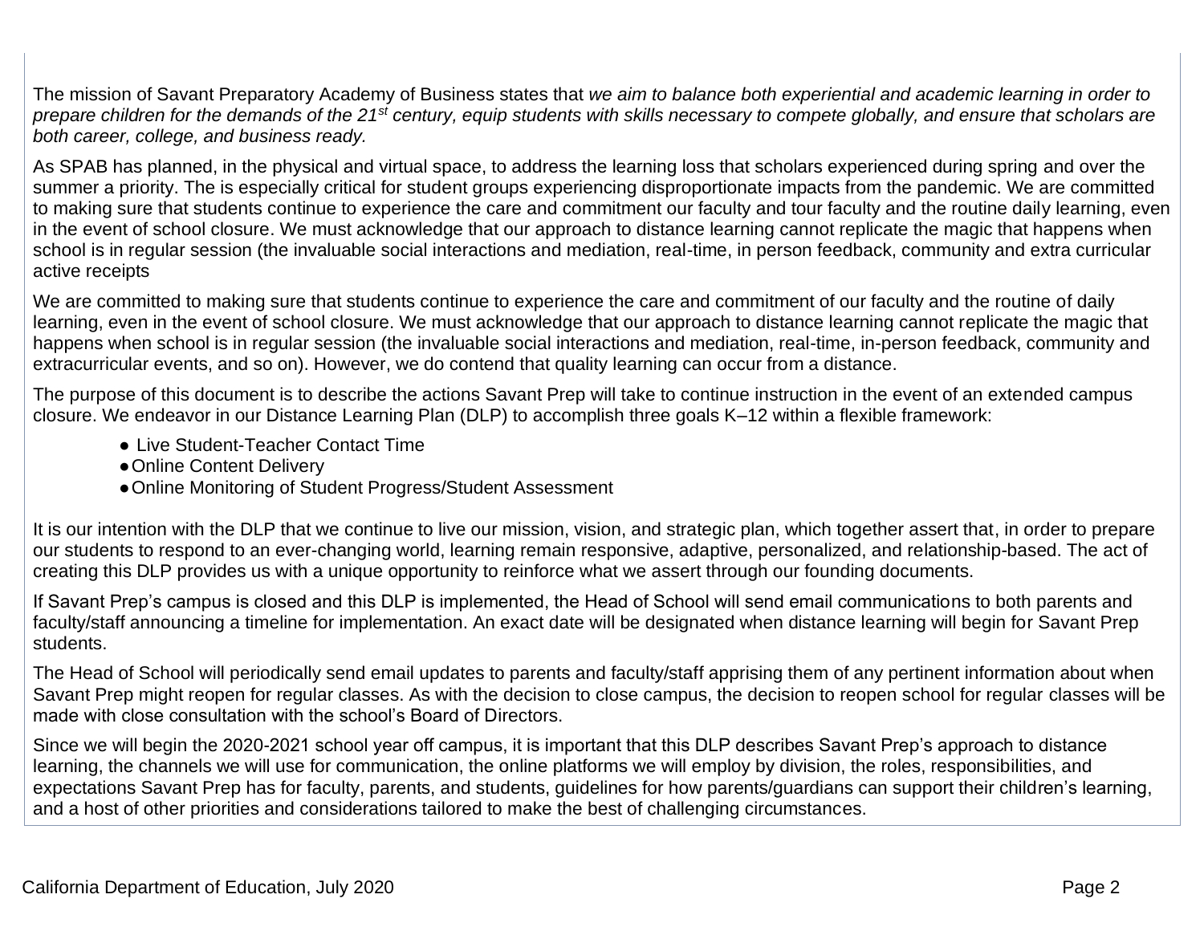The mission of Savant Preparatory Academy of Business states that *we aim to balance both experiential and academic learning in order to prepare children for the demands of the 21st century, equip students with skills necessary to compete globally, and ensure that scholars are both career, college, and business ready.*

As SPAB has planned, in the physical and virtual space, to address the learning loss that scholars experienced during spring and over the summer a priority. The is especially critical for student groups experiencing disproportionate impacts from the pandemic. We are committed to making sure that students continue to experience the care and commitment our faculty and tour faculty and the routine daily learning, even in the event of school closure. We must acknowledge that our approach to distance learning cannot replicate the magic that happens when school is in regular session (the invaluable social interactions and mediation, real-time, in person feedback, community and extra curricular active receipts

We are committed to making sure that students continue to experience the care and commitment of our faculty and the routine of daily learning, even in the event of school closure. We must acknowledge that our approach to distance learning cannot replicate the magic that happens when school is in regular session (the invaluable social interactions and mediation, real-time, in-person feedback, community and extracurricular events, and so on). However, we do contend that quality learning can occur from a distance.

The purpose of this document is to describe the actions Savant Prep will take to continue instruction in the event of an extended campus closure. We endeavor in our Distance Learning Plan (DLP) to accomplish three goals K–12 within a flexible framework:

- Live Student-Teacher Contact Time
- Online Content Delivery
- Online Monitoring of Student Progress/Student Assessment

It is our intention with the DLP that we continue to live our mission, vision, and strategic plan, which together assert that, in order to prepare our students to respond to an ever-changing world, learning remain responsive, adaptive, personalized, and relationship-based. The act of creating this DLP provides us with a unique opportunity to reinforce what we assert through our founding documents.

If Savant Prep's campus is closed and this DLP is implemented, the Head of School will send email communications to both parents and faculty/staff announcing a timeline for implementation. An exact date will be designated when distance learning will begin for Savant Prep students.

The Head of School will periodically send email updates to parents and faculty/staff apprising them of any pertinent information about when Savant Prep might reopen for regular classes. As with the decision to close campus, the decision to reopen school for regular classes will be made with close consultation with the school's Board of Directors.

Since we will begin the 2020-2021 school year off campus, it is important that this DLP describes Savant Prep's approach to distance learning, the channels we will use for communication, the online platforms we will employ by division, the roles, responsibilities, and expectations Savant Prep has for faculty, parents, and students, guidelines for how parents/guardians can support their children's learning, and a host of other priorities and considerations tailored to make the best of challenging circumstances.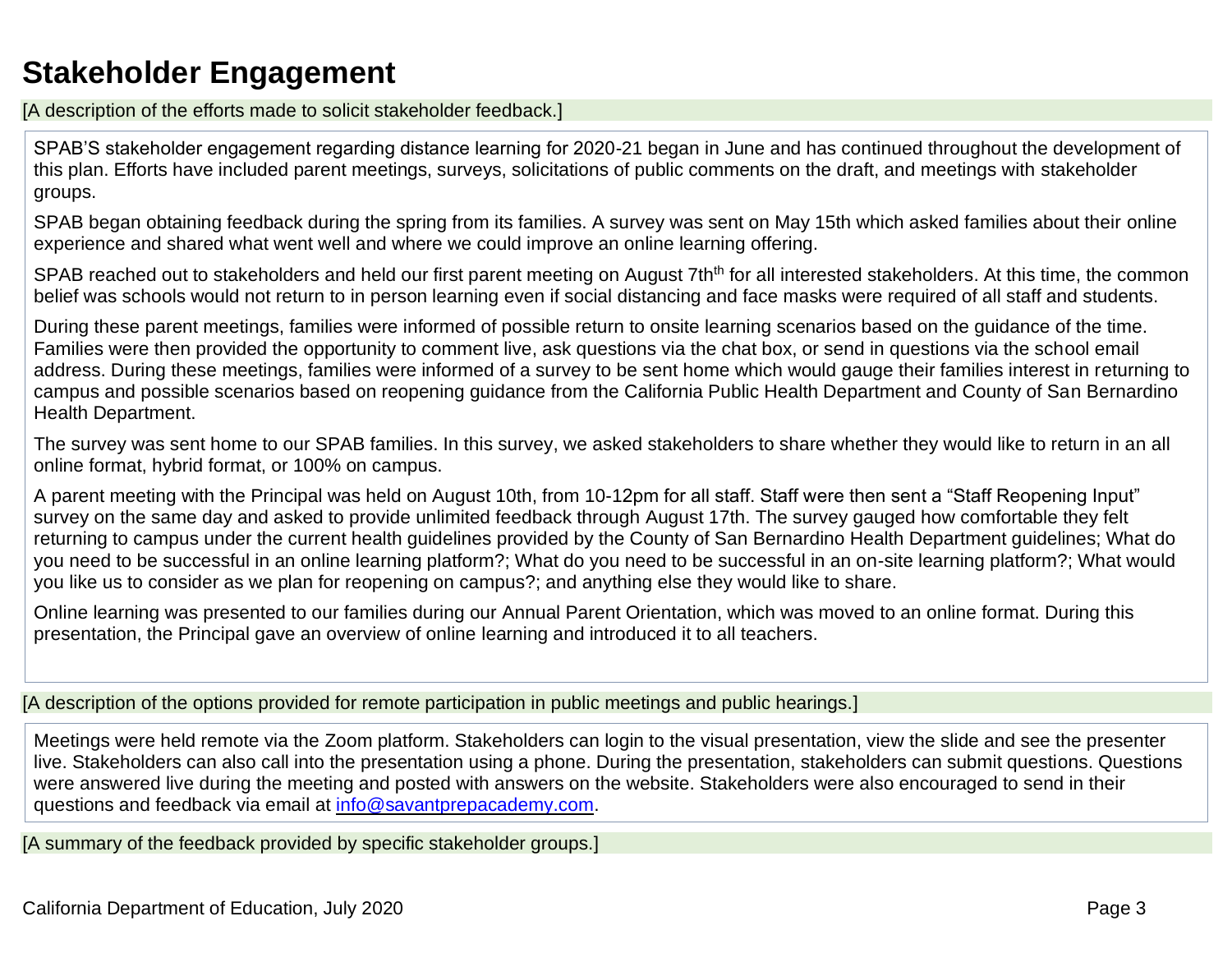# Stakeholder Engagement

[A description of the efforts made to solicit stakeholder feedback.]

SPAB'S stakeholder engagement regarding distance learning for 2020-21 began in June and has continued throughout the development of this plan. Efforts have included parent meetings, surveys, solicitations of public comments on the draft, and meetings with stakeholder groups.

SPAB began obtaining feedback during the spring from its families. A survey was sent on May 15th which asked families about their online experience and shared what went well and where we could improve an online learning offering.

SPAB reached out to stakeholders and held our first parent meeting on August 7th[th] for all interested stakeholders. At this time, the common belief was schools would not return to in person learning even if social distancing and face masks were required of all staff and students.

During these parent meetings, families were informed of possible return to onsite learning scenarios based on the guidance of the time. Families were then provided the opportunity to comment live, ask questions via the chat box, or send in questions via the school email address. During these meetings, families were informed of a survey to be sent home which would gauge their families interest in returning to campus and possible scenarios based on reopening guidance from the California Public Health Department and County of San Bernardino Health Department.

The survey was sent home to our SPAB families. In this survey, we asked stakeholders to share whether they would like to return in an all online format, hybrid format, or 100% on campus.

A parent meeting with the Principal was held on August 10th, from 10-12pm for all staff. Staff were then sent a "Staff Reopening Input" survey on the same day and asked to provide unlimited feedback through August 17th. The survey gauged how comfortable they felt returning to campus under the current health guidelines provided by the County of San Bernardino Health Department guidelines; What do you need to be successful in an online learning platform?; What do you need to be successful in an on-site learning platform?; What would you like us to consider as we plan for reopening on campus?; and anything else they would like to share.

Online learning was presented to our families during our Annual Parent Orientation, which was moved to an online format. During this presentation, the Principal gave an overview of online learning and introduced it to all teachers.

[A description of the options provided for remote participation in public meetings and public hearings.]

Meetings were held remote via the Zoom platform. Stakeholders can login to the visual presentation, view the slide and see the presenter live. Stakeholders can also call into the presentation using a phone. During the presentation, stakeholders can submit questions. Questions were answered live during the meeting and posted with answers on the website. Stakeholders were also encouraged to send in their questions and feedback via email at info@savantprepacademy.com.

[A summary of the feedback provided by specific stakeholder groups.]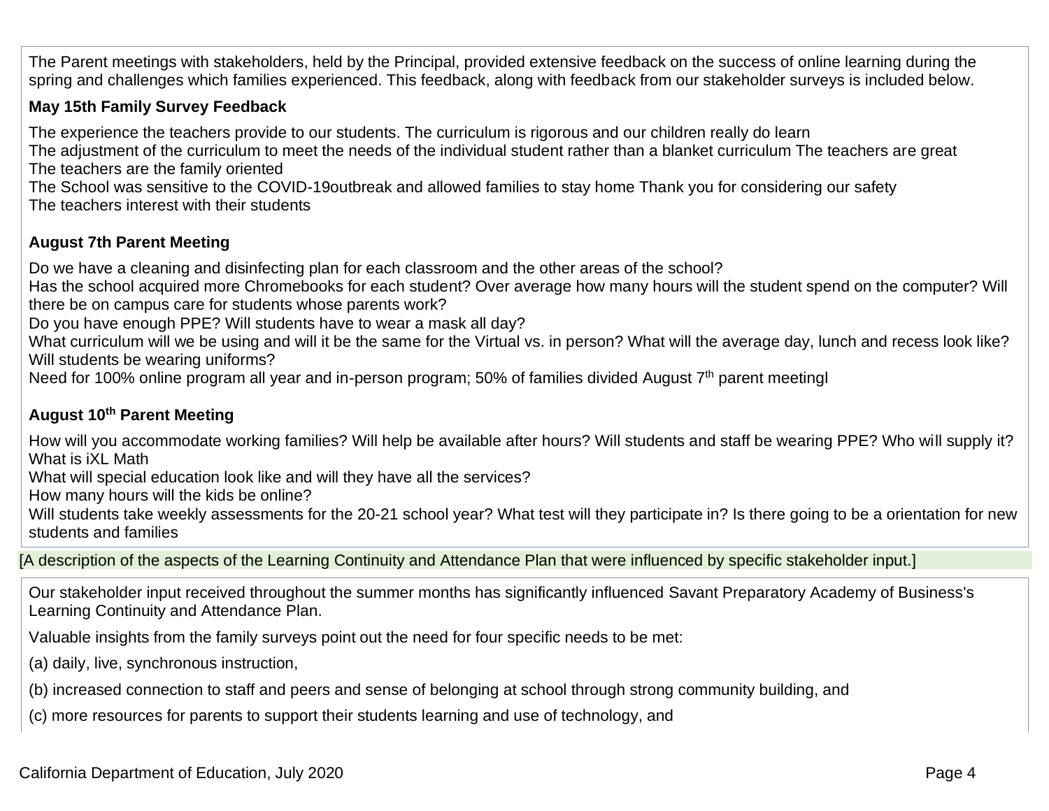The Parent meetings with stakeholders, held by the Principal, provided extensive feedback on the success of online learning during the spring and challenges which families experienced. This feedback, along with feedback from our stakeholder surveys is included below.

**May 15th Family Survey Feedback**

The experience the teachers provide to our students. The curriculum is rigorous and our children really do learn
The adjustment of the curriculum to meet the needs of the individual student rather than a blanket curriculum The teachers are great
The teachers are the family oriented
The School was sensitive to the COVID-19outbreak and allowed families to stay home Thank you for considering our safety
The teachers interest with their students

**August 7th Parent Meeting**

Do we have a cleaning and disinfecting plan for each classroom and the other areas of the school?
Has the school acquired more Chromebooks for each student? Over average how many hours will the student spend on the computer? Will there be on campus care for students whose parents work?
Do you have enough PPE? Will students have to wear a mask all day?
What curriculum will we be using and will it be the same for the Virtual vs. in person? What will the average day, lunch and recess look like? Will students be wearing uniforms?
Need for 100% online program all year and in-person program; 50% of families divided August 7th parent meetingl

**August 10th Parent Meeting**

How will you accommodate working families? Will help be available after hours? Will students and staff be wearing PPE? Who will supply it? What is iXL Math
What will special education look like and will they have all the services?
How many hours will the kids be online?
Will students take weekly assessments for the 20-21 school year? What test will they participate in? Is there going to be a orientation for new students and families

[A description of the aspects of the Learning Continuity and Attendance Plan that were influenced by specific stakeholder input.]

Our stakeholder input received throughout the summer months has significantly influenced Savant Preparatory Academy of Business's Learning Continuity and Attendance Plan.

Valuable insights from the family surveys point out the need for four specific needs to be met:

(a) daily, live, synchronous instruction,

(b) increased connection to staff and peers and sense of belonging at school through strong community building, and

(c) more resources for parents to support their students learning and use of technology, and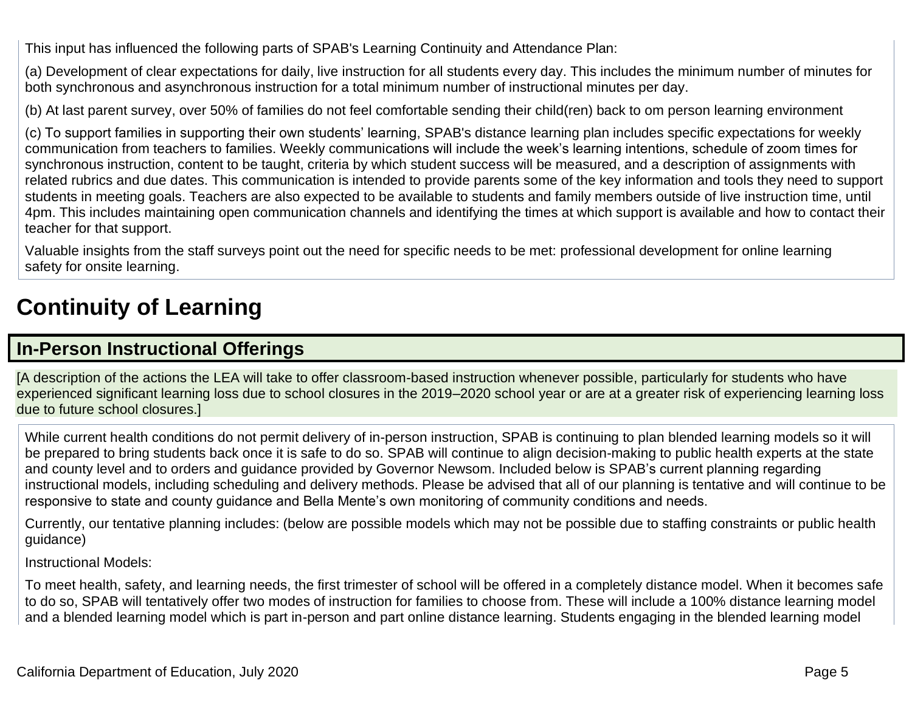This input has influenced the following parts of SPAB's Learning Continuity and Attendance Plan:

(a) Development of clear expectations for daily, live instruction for all students every day. This includes the minimum number of minutes for both synchronous and asynchronous instruction for a total minimum number of instructional minutes per day.

(b) At last parent survey, over 50% of families do not feel comfortable sending their child(ren) back to om person learning environment

(c) To support families in supporting their own students' learning, SPAB's distance learning plan includes specific expectations for weekly communication from teachers to families. Weekly communications will include the week's learning intentions, schedule of zoom times for synchronous instruction, content to be taught, criteria by which student success will be measured, and a description of assignments with related rubrics and due dates. This communication is intended to provide parents some of the key information and tools they need to support students in meeting goals. Teachers are also expected to be available to students and family members outside of live instruction time, until 4pm. This includes maintaining open communication channels and identifying the times at which support is available and how to contact their teacher for that support.

Valuable insights from the staff surveys point out the need for specific needs to be met: professional development for online learning
safety for onsite learning.

# Continuity of Learning

## In-Person Instructional Offerings

[A description of the actions the LEA will take to offer classroom-based instruction whenever possible, particularly for students who have experienced significant learning loss due to school closures in the 2019–2020 school year or are at a greater risk of experiencing learning loss due to future school closures.]

While current health conditions do not permit delivery of in-person instruction, SPAB is continuing to plan blended learning models so it will be prepared to bring students back once it is safe to do so. SPAB will continue to align decision-making to public health experts at the state and county level and to orders and guidance provided by Governor Newsom. Included below is SPAB's current planning regarding instructional models, including scheduling and delivery methods. Please be advised that all of our planning is tentative and will continue to be responsive to state and county guidance and Bella Mente's own monitoring of community conditions and needs.

Currently, our tentative planning includes: (below are possible models which may not be possible due to staffing constraints or public health guidance)

Instructional Models:

To meet health, safety, and learning needs, the first trimester of school will be offered in a completely distance model. When it becomes safe to do so, SPAB will tentatively offer two modes of instruction for families to choose from. These will include a 100% distance learning model and a blended learning model which is part in-person and part online distance learning. Students engaging in the blended learning model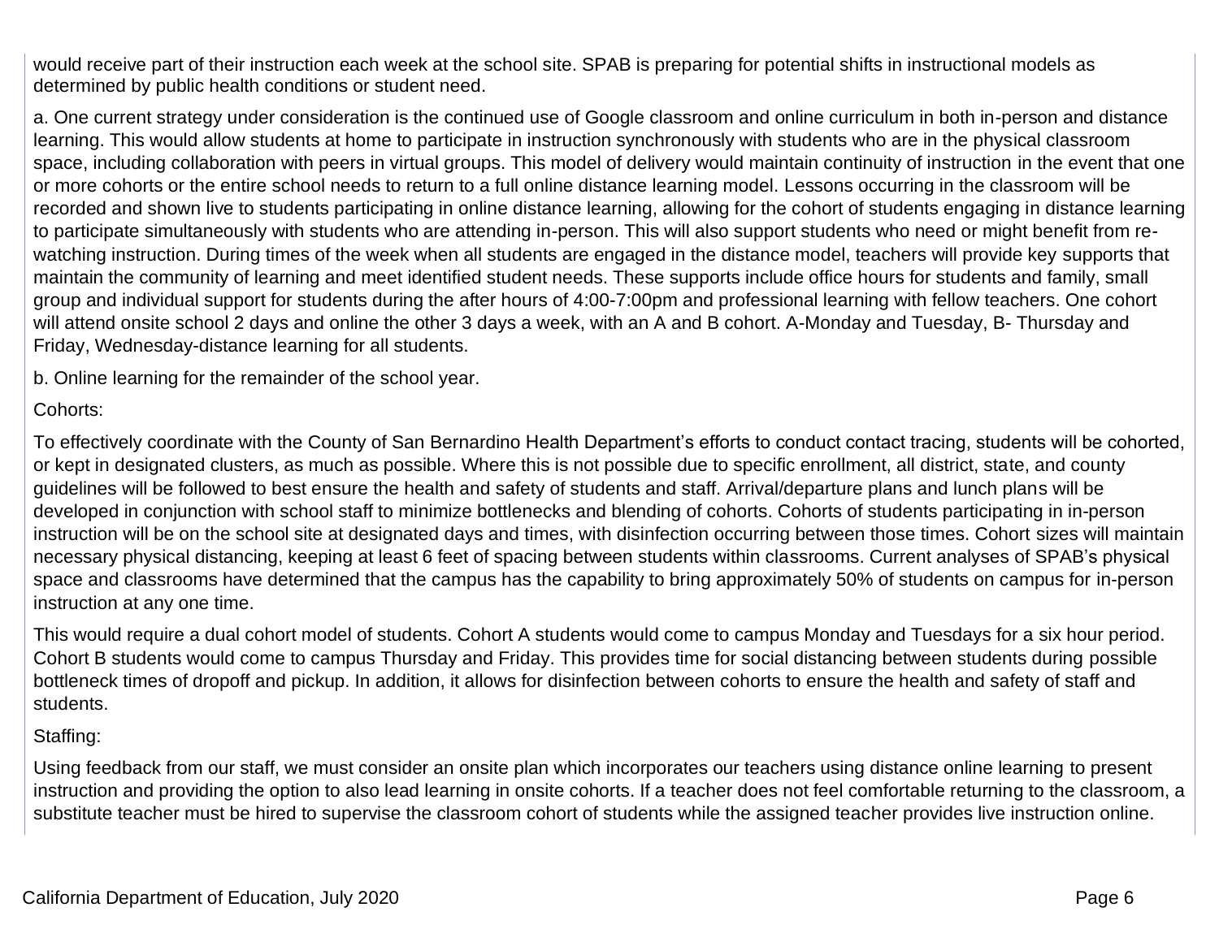would receive part of their instruction each week at the school site. SPAB is preparing for potential shifts in instructional models as determined by public health conditions or student need.

a. One current strategy under consideration is the continued use of Google classroom and online curriculum in both in-person and distance learning. This would allow students at home to participate in instruction synchronously with students who are in the physical classroom space, including collaboration with peers in virtual groups. This model of delivery would maintain continuity of instruction in the event that one or more cohorts or the entire school needs to return to a full online distance learning model. Lessons occurring in the classroom will be recorded and shown live to students participating in online distance learning, allowing for the cohort of students engaging in distance learning to participate simultaneously with students who are attending in-person. This will also support students who need or might benefit from re-watching instruction. During times of the week when all students are engaged in the distance model, teachers will provide key supports that maintain the community of learning and meet identified student needs. These supports include office hours for students and family, small group and individual support for students during the after hours of 4:00-7:00pm and professional learning with fellow teachers. One cohort will attend onsite school 2 days and online the other 3 days a week, with an A and B cohort. A-Monday and Tuesday, B- Thursday and Friday, Wednesday-distance learning for all students.

b. Online learning for the remainder of the school year.

Cohorts:

To effectively coordinate with the County of San Bernardino Health Department's efforts to conduct contact tracing, students will be cohorted, or kept in designated clusters, as much as possible. Where this is not possible due to specific enrollment, all district, state, and county guidelines will be followed to best ensure the health and safety of students and staff. Arrival/departure plans and lunch plans will be developed in conjunction with school staff to minimize bottlenecks and blending of cohorts. Cohorts of students participating in in-person instruction will be on the school site at designated days and times, with disinfection occurring between those times. Cohort sizes will maintain necessary physical distancing, keeping at least 6 feet of spacing between students within classrooms. Current analyses of SPAB's physical space and classrooms have determined that the campus has the capability to bring approximately 50% of students on campus for in-person instruction at any one time.

This would require a dual cohort model of students. Cohort A students would come to campus Monday and Tuesdays for a six hour period. Cohort B students would come to campus Thursday and Friday. This provides time for social distancing between students during possible bottleneck times of dropoff and pickup. In addition, it allows for disinfection between cohorts to ensure the health and safety of staff and students.

Staffing:

Using feedback from our staff, we must consider an onsite plan which incorporates our teachers using distance online learning to present instruction and providing the option to also lead learning in onsite cohorts. If a teacher does not feel comfortable returning to the classroom, a substitute teacher must be hired to supervise the classroom cohort of students while the assigned teacher provides live instruction online.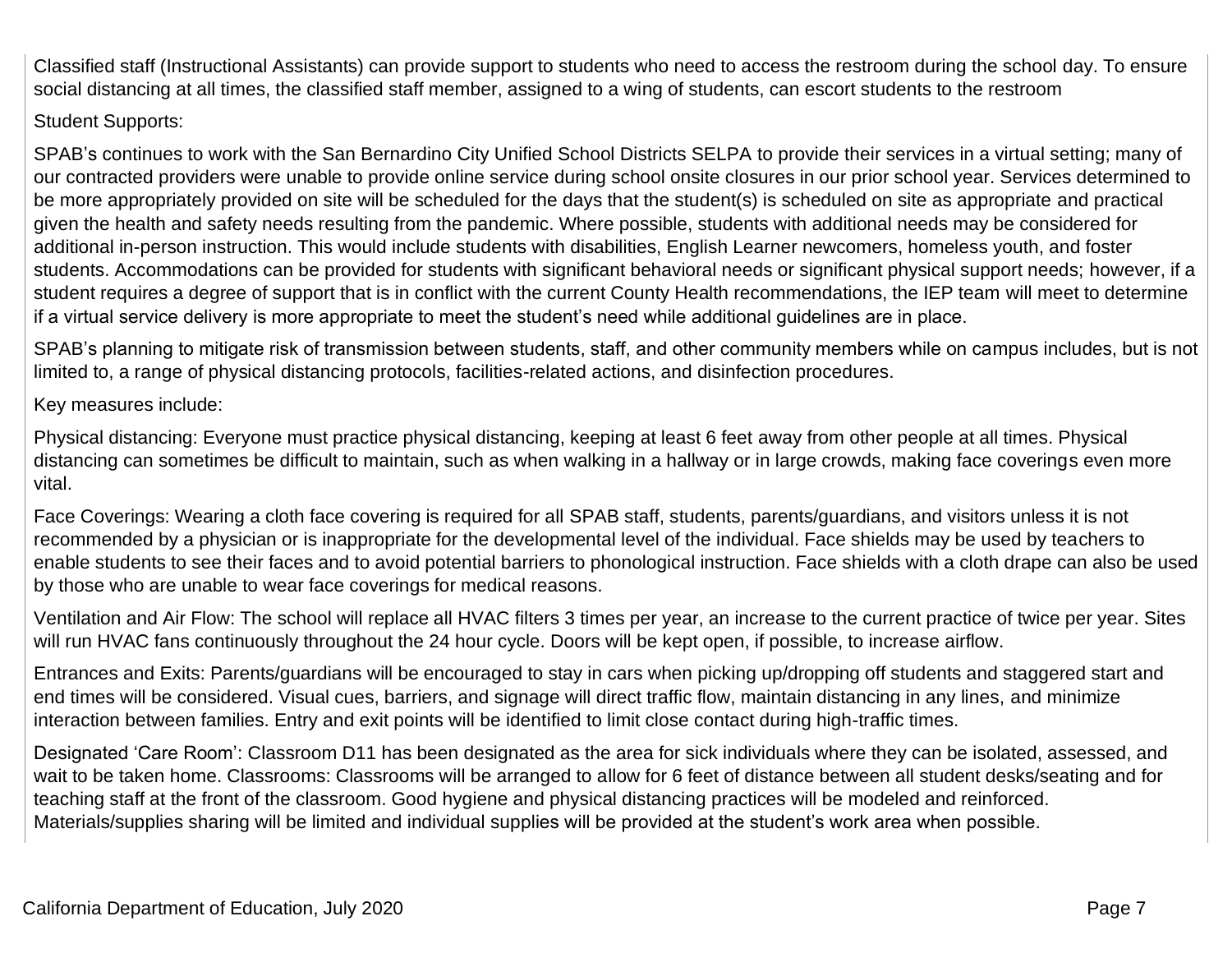Classified staff (Instructional Assistants) can provide support to students who need to access the restroom during the school day. To ensure social distancing at all times, the classified staff member, assigned to a wing of students, can escort students to the restroom

Student Supports:

SPAB's continues to work with the San Bernardino City Unified School Districts SELPA to provide their services in a virtual setting; many of our contracted providers were unable to provide online service during school onsite closures in our prior school year. Services determined to be more appropriately provided on site will be scheduled for the days that the student(s) is scheduled on site as appropriate and practical given the health and safety needs resulting from the pandemic. Where possible, students with additional needs may be considered for additional in-person instruction. This would include students with disabilities, English Learner newcomers, homeless youth, and foster students. Accommodations can be provided for students with significant behavioral needs or significant physical support needs; however, if a student requires a degree of support that is in conflict with the current County Health recommendations, the IEP team will meet to determine if a virtual service delivery is more appropriate to meet the student's need while additional guidelines are in place.

SPAB's planning to mitigate risk of transmission between students, staff, and other community members while on campus includes, but is not limited to, a range of physical distancing protocols, facilities-related actions, and disinfection procedures.

Key measures include:

Physical distancing: Everyone must practice physical distancing, keeping at least 6 feet away from other people at all times. Physical distancing can sometimes be difficult to maintain, such as when walking in a hallway or in large crowds, making face coverings even more vital.

Face Coverings: Wearing a cloth face covering is required for all SPAB staff, students, parents/guardians, and visitors unless it is not recommended by a physician or is inappropriate for the developmental level of the individual. Face shields may be used by teachers to enable students to see their faces and to avoid potential barriers to phonological instruction. Face shields with a cloth drape can also be used by those who are unable to wear face coverings for medical reasons.

Ventilation and Air Flow: The school will replace all HVAC filters 3 times per year, an increase to the current practice of twice per year. Sites will run HVAC fans continuously throughout the 24 hour cycle. Doors will be kept open, if possible, to increase airflow.

Entrances and Exits: Parents/guardians will be encouraged to stay in cars when picking up/dropping off students and staggered start and end times will be considered. Visual cues, barriers, and signage will direct traffic flow, maintain distancing in any lines, and minimize interaction between families. Entry and exit points will be identified to limit close contact during high-traffic times.

Designated 'Care Room': Classroom D11 has been designated as the area for sick individuals where they can be isolated, assessed, and wait to be taken home. Classrooms: Classrooms will be arranged to allow for 6 feet of distance between all student desks/seating and for teaching staff at the front of the classroom. Good hygiene and physical distancing practices will be modeled and reinforced. Materials/supplies sharing will be limited and individual supplies will be provided at the student's work area when possible.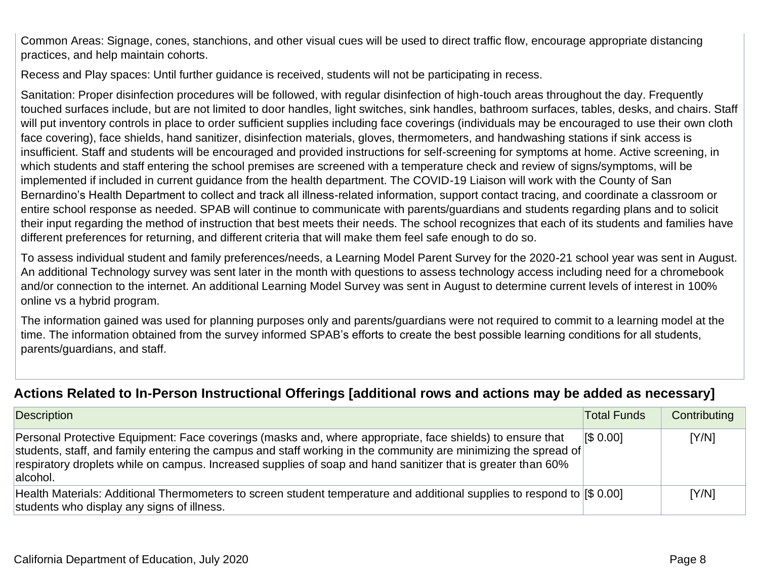Common Areas: Signage, cones, stanchions, and other visual cues will be used to direct traffic flow, encourage appropriate distancing practices, and help maintain cohorts.

Recess and Play spaces: Until further guidance is received, students will not be participating in recess.

Sanitation: Proper disinfection procedures will be followed, with regular disinfection of high-touch areas throughout the day. Frequently touched surfaces include, but are not limited to door handles, light switches, sink handles, bathroom surfaces, tables, desks, and chairs. Staff will put inventory controls in place to order sufficient supplies including face coverings (individuals may be encouraged to use their own cloth face covering), face shields, hand sanitizer, disinfection materials, gloves, thermometers, and handwashing stations if sink access is insufficient. Staff and students will be encouraged and provided instructions for self-screening for symptoms at home. Active screening, in which students and staff entering the school premises are screened with a temperature check and review of signs/symptoms, will be implemented if included in current guidance from the health department. The COVID-19 Liaison will work with the County of San Bernardino's Health Department to collect and track all illness-related information, support contact tracing, and coordinate a classroom or entire school response as needed. SPAB will continue to communicate with parents/guardians and students regarding plans and to solicit their input regarding the method of instruction that best meets their needs. The school recognizes that each of its students and families have different preferences for returning, and different criteria that will make them feel safe enough to do so.

To assess individual student and family preferences/needs, a Learning Model Parent Survey for the 2020-21 school year was sent in August. An additional Technology survey was sent later in the month with questions to assess technology access including need for a chromebook and/or connection to the internet. An additional Learning Model Survey was sent in August to determine current levels of interest in 100% online vs a hybrid program.

The information gained was used for planning purposes only and parents/guardians were not required to commit to a learning model at the time. The information obtained from the survey informed SPAB's efforts to create the best possible learning conditions for all students, parents/guardians, and staff.

## Actions Related to In-Person Instructional Offerings [additional rows and actions may be added as necessary]

| Description | Total Funds | Contributing |
|---|---|---|
| Personal Protective Equipment: Face coverings (masks and, where appropriate, face shields) to ensure that students, staff, and family entering the campus and staff working in the community are minimizing the spread of respiratory droplets while on campus. Increased supplies of soap and hand sanitizer that is greater than 60% alcohol. | [$ 0.00] | [Y/N] |
| Health Materials: Additional Thermometers to screen student temperature and additional supplies to respond to students who display any signs of illness. | [$ 0.00] | [Y/N] |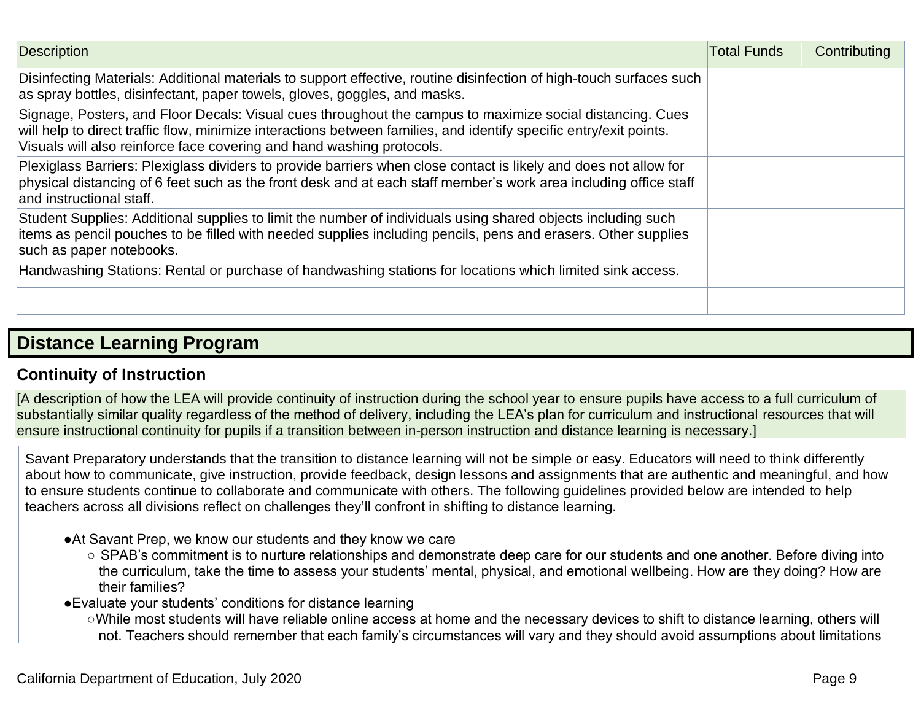| Description | Total Funds | Contributing |
|---|---|---|
| Disinfecting Materials: Additional materials to support effective, routine disinfection of high-touch surfaces such as spray bottles, disinfectant, paper towels, gloves, goggles, and masks. | | |
| Signage, Posters, and Floor Decals: Visual cues throughout the campus to maximize social distancing. Cues will help to direct traffic flow, minimize interactions between families, and identify specific entry/exit points. Visuals will also reinforce face covering and hand washing protocols. | | |
| Plexiglass Barriers: Plexiglass dividers to provide barriers when close contact is likely and does not allow for physical distancing of 6 feet such as the front desk and at each staff member's work area including office staff and instructional staff. | | |
| Student Supplies: Additional supplies to limit the number of individuals using shared objects including such items as pencil pouches to be filled with needed supplies including pencils, pens and erasers. Other supplies such as paper notebooks. | | |
| Handwashing Stations: Rental or purchase of handwashing stations for locations which limited sink access. | | |
| | | |

## Distance Learning Program

### Continuity of Instruction

[A description of how the LEA will provide continuity of instruction during the school year to ensure pupils have access to a full curriculum of substantially similar quality regardless of the method of delivery, including the LEA's plan for curriculum and instructional resources that will ensure instructional continuity for pupils if a transition between in-person instruction and distance learning is necessary.]

Savant Preparatory understands that the transition to distance learning will not be simple or easy. Educators will need to think differently about how to communicate, give instruction, provide feedback, design lessons and assignments that are authentic and meaningful, and how to ensure students continue to collaborate and communicate with others. The following guidelines provided below are intended to help teachers across all divisions reflect on challenges they'll confront in shifting to distance learning.

- At Savant Prep, we know our students and they know we care
  - SPAB's commitment is to nurture relationships and demonstrate deep care for our students and one another. Before diving into the curriculum, take the time to assess your students' mental, physical, and emotional wellbeing. How are they doing? How are their families?
- Evaluate your students' conditions for distance learning
  - While most students will have reliable online access at home and the necessary devices to shift to distance learning, others will not. Teachers should remember that each family's circumstances will vary and they should avoid assumptions about limitations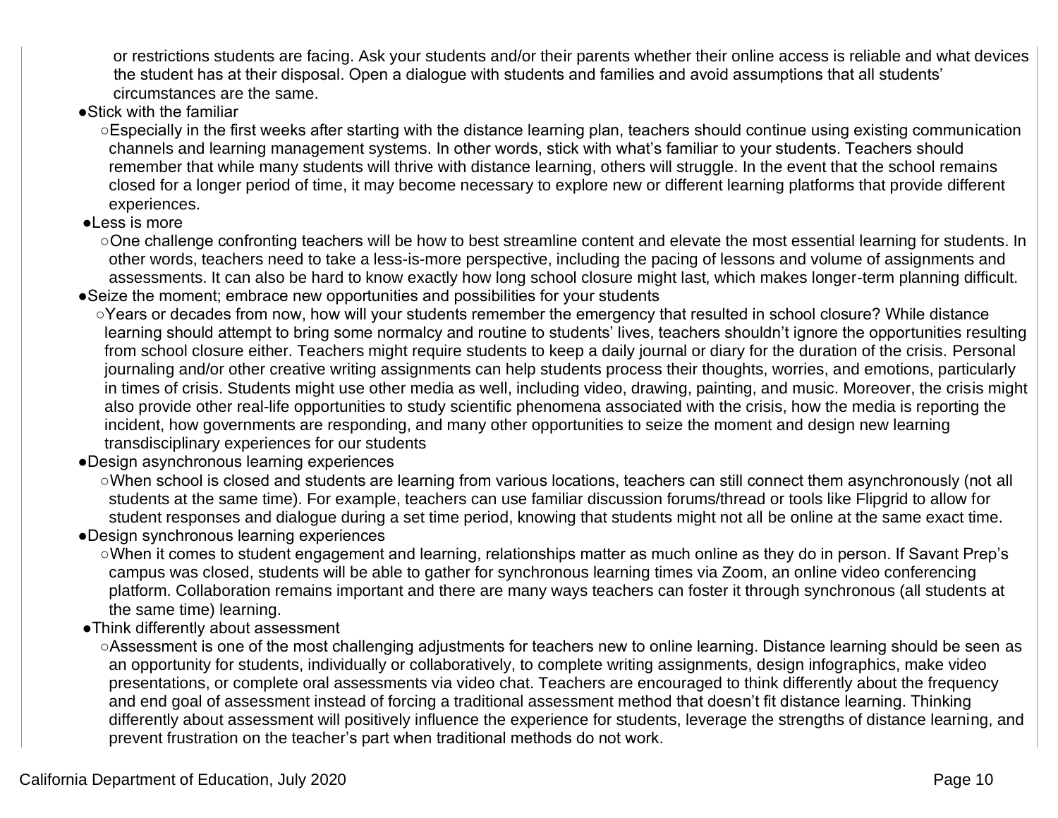or restrictions students are facing. Ask your students and/or their parents whether their online access is reliable and what devices the student has at their disposal. Open a dialogue with students and families and avoid assumptions that all students' circumstances are the same.

- Stick with the familiar
  - Especially in the first weeks after starting with the distance learning plan, teachers should continue using existing communication channels and learning management systems. In other words, stick with what's familiar to your students. Teachers should remember that while many students will thrive with distance learning, others will struggle. In the event that the school remains closed for a longer period of time, it may become necessary to explore new or different learning platforms that provide different experiences.
- Less is more
  - One challenge confronting teachers will be how to best streamline content and elevate the most essential learning for students. In other words, teachers need to take a less-is-more perspective, including the pacing of lessons and volume of assignments and assessments. It can also be hard to know exactly how long school closure might last, which makes longer-term planning difficult.
- Seize the moment; embrace new opportunities and possibilities for your students
  - Years or decades from now, how will your students remember the emergency that resulted in school closure? While distance learning should attempt to bring some normalcy and routine to students' lives, teachers shouldn't ignore the opportunities resulting from school closure either. Teachers might require students to keep a daily journal or diary for the duration of the crisis. Personal journaling and/or other creative writing assignments can help students process their thoughts, worries, and emotions, particularly in times of crisis. Students might use other media as well, including video, drawing, painting, and music. Moreover, the crisis might also provide other real-life opportunities to study scientific phenomena associated with the crisis, how the media is reporting the incident, how governments are responding, and many other opportunities to seize the moment and design new learning transdisciplinary experiences for our students
- Design asynchronous learning experiences
  - When school is closed and students are learning from various locations, teachers can still connect them asynchronously (not all students at the same time). For example, teachers can use familiar discussion forums/thread or tools like Flipgrid to allow for student responses and dialogue during a set time period, knowing that students might not all be online at the same exact time.
- Design synchronous learning experiences
  - When it comes to student engagement and learning, relationships matter as much online as they do in person. If Savant Prep's campus was closed, students will be able to gather for synchronous learning times via Zoom, an online video conferencing platform. Collaboration remains important and there are many ways teachers can foster it through synchronous (all students at the same time) learning.
- Think differently about assessment
  - Assessment is one of the most challenging adjustments for teachers new to online learning. Distance learning should be seen as an opportunity for students, individually or collaboratively, to complete writing assignments, design infographics, make video presentations, or complete oral assessments via video chat. Teachers are encouraged to think differently about the frequency and end goal of assessment instead of forcing a traditional assessment method that doesn't fit distance learning. Thinking differently about assessment will positively influence the experience for students, leverage the strengths of distance learning, and prevent frustration on the teacher's part when traditional methods do not work.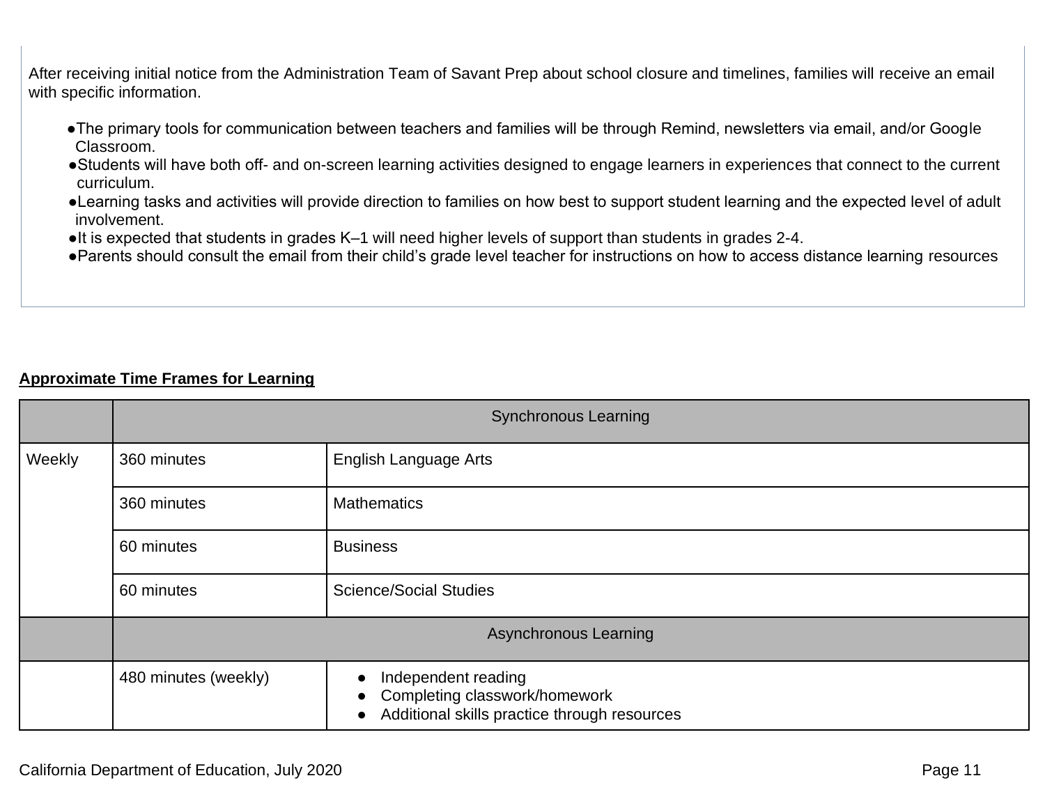After receiving initial notice from the Administration Team of Savant Prep about school closure and timelines, families will receive an email with specific information.

- The primary tools for communication between teachers and families will be through Remind, newsletters via email, and/or Google Classroom.
- Students will have both off- and on-screen learning activities designed to engage learners in experiences that connect to the current curriculum.
- Learning tasks and activities will provide direction to families on how best to support student learning and the expected level of adult involvement.
- It is expected that students in grades K–1 will need higher levels of support than students in grades 2-4.
- Parents should consult the email from their child's grade level teacher for instructions on how to access distance learning resources

**Approximate Time Frames for Learning**

| | Synchronous Learning | |
|---|---|---|
| Weekly | 360 minutes | English Language Arts |
| | 360 minutes | Mathematics |
| | 60 minutes | Business |
| | 60 minutes | Science/Social Studies |
| | Asynchronous Learning | |
| | 480 minutes (weekly) | • Independent reading<br>• Completing classwork/homework<br>• Additional skills practice through resources |

California Department of Education, July 2020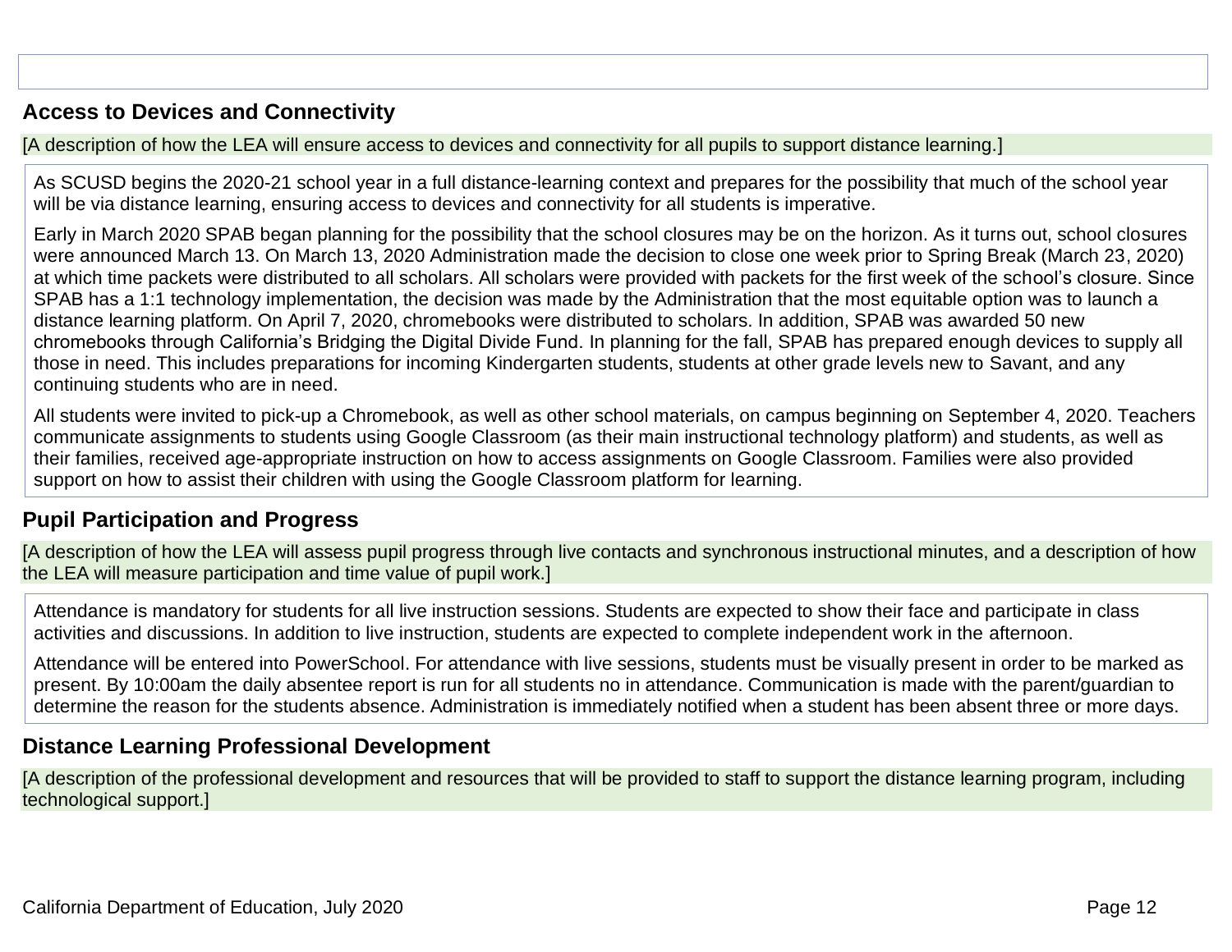## Access to Devices and Connectivity

[A description of how the LEA will ensure access to devices and connectivity for all pupils to support distance learning.]

As SCUSD begins the 2020-21 school year in a full distance-learning context and prepares for the possibility that much of the school year will be via distance learning, ensuring access to devices and connectivity for all students is imperative.

Early in March 2020 SPAB began planning for the possibility that the school closures may be on the horizon. As it turns out, school closures were announced March 13. On March 13, 2020 Administration made the decision to close one week prior to Spring Break (March 23, 2020) at which time packets were distributed to all scholars. All scholars were provided with packets for the first week of the school's closure. Since SPAB has a 1:1 technology implementation, the decision was made by the Administration that the most equitable option was to launch a distance learning platform. On April 7, 2020, chromebooks were distributed to scholars. In addition, SPAB was awarded 50 new chromebooks through California's Bridging the Digital Divide Fund. In planning for the fall, SPAB has prepared enough devices to supply all those in need. This includes preparations for incoming Kindergarten students, students at other grade levels new to Savant, and any continuing students who are in need.

All students were invited to pick-up a Chromebook, as well as other school materials, on campus beginning on September 4, 2020. Teachers communicate assignments to students using Google Classroom (as their main instructional technology platform) and students, as well as their families, received age-appropriate instruction on how to access assignments on Google Classroom. Families were also provided support on how to assist their children with using the Google Classroom platform for learning.

## Pupil Participation and Progress

[A description of how the LEA will assess pupil progress through live contacts and synchronous instructional minutes, and a description of how the LEA will measure participation and time value of pupil work.]

Attendance is mandatory for students for all live instruction sessions. Students are expected to show their face and participate in class activities and discussions. In addition to live instruction, students are expected to complete independent work in the afternoon.

Attendance will be entered into PowerSchool. For attendance with live sessions, students must be visually present in order to be marked as present. By 10:00am the daily absentee report is run for all students no in attendance. Communication is made with the parent/guardian to determine the reason for the students absence. Administration is immediately notified when a student has been absent three or more days.

## Distance Learning Professional Development

[A description of the professional development and resources that will be provided to staff to support the distance learning program, including technological support.]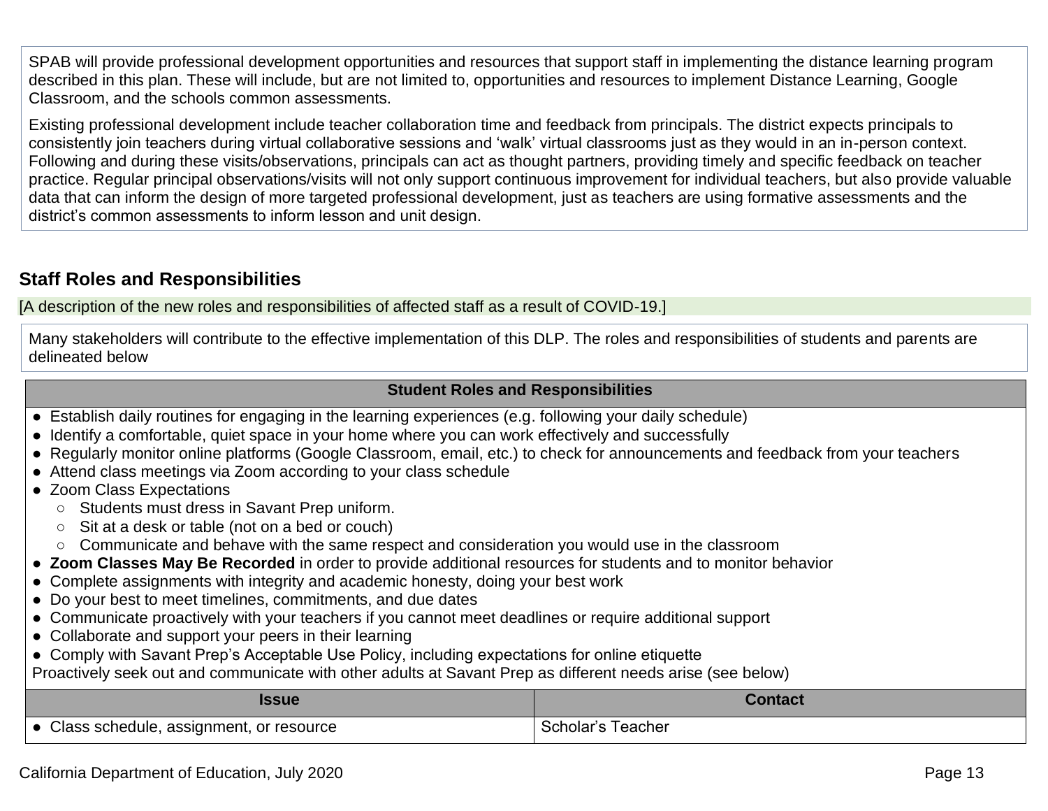SPAB will provide professional development opportunities and resources that support staff in implementing the distance learning program described in this plan. These will include, but are not limited to, opportunities and resources to implement Distance Learning, Google Classroom, and the schools common assessments.

Existing professional development include teacher collaboration time and feedback from principals. The district expects principals to consistently join teachers during virtual collaborative sessions and 'walk' virtual classrooms just as they would in an in-person context. Following and during these visits/observations, principals can act as thought partners, providing timely and specific feedback on teacher practice. Regular principal observations/visits will not only support continuous improvement for individual teachers, but also provide valuable data that can inform the design of more targeted professional development, just as teachers are using formative assessments and the district's common assessments to inform lesson and unit design.

## Staff Roles and Responsibilities

[A description of the new roles and responsibilities of affected staff as a result of COVID-19.]

Many stakeholders will contribute to the effective implementation of this DLP. The roles and responsibilities of students and parents are delineated below

| Student Roles and Responsibilities | |
|---|---|
| ● Establish daily routines for engaging in the learning experiences (e.g. following your daily schedule)<br>● Identify a comfortable, quiet space in your home where you can work effectively and successfully<br>● Regularly monitor online platforms (Google Classroom, email, etc.) to check for announcements and feedback from your teachers<br>● Attend class meetings via Zoom according to your class schedule<br>● Zoom Class Expectations<br>○ Students must dress in Savant Prep uniform.<br>○ Sit at a desk or table (not on a bed or couch)<br>○ Communicate and behave with the same respect and consideration you would use in the classroom<br>● **Zoom Classes May Be Recorded** in order to provide additional resources for students and to monitor behavior<br>● Complete assignments with integrity and academic honesty, doing your best work<br>● Do your best to meet timelines, commitments, and due dates<br>● Communicate proactively with your teachers if you cannot meet deadlines or require additional support<br>● Collaborate and support your peers in their learning<br>● Comply with Savant Prep's Acceptable Use Policy, including expectations for online etiquette<br>Proactively seek out and communicate with other adults at Savant Prep as different needs arise (see below) | |
| **Issue** | **Contact** |
| ● Class schedule, assignment, or resource | Scholar's Teacher |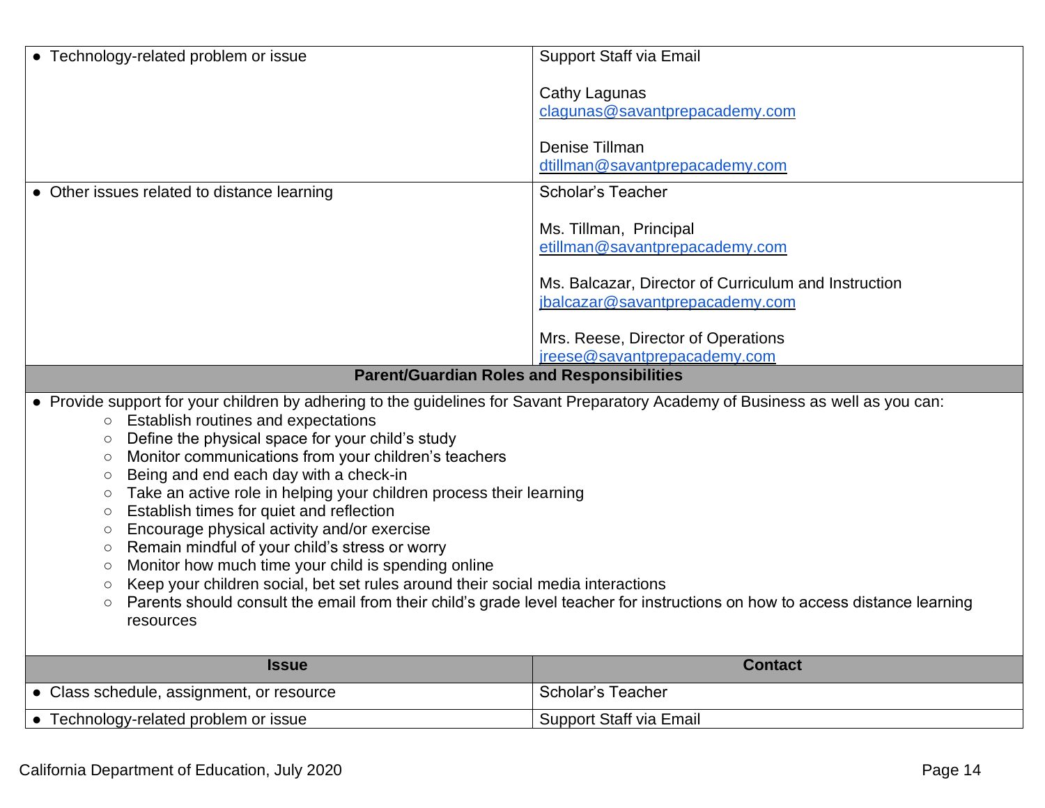| | |
|---|---|
| • Technology-related problem or issue | Support Staff via Email<br><br>Cathy Lagunas<br>clagunas@savantprepacademy.com<br><br>Denise Tillman<br>dtillman@savantprepacademy.com |
| • Other issues related to distance learning | Scholar's Teacher<br><br>Ms. Tillman, Principal<br>etillman@savantprepacademy.com<br><br>Ms. Balcazar, Director of Curriculum and Instruction<br>jbalcazar@savantprepacademy.com<br><br>Mrs. Reese, Director of Operations<br>jreese@savantprepacademy.com |

**Parent/Guardian Roles and Responsibilities**

- Provide support for your children by adhering to the guidelines for Savant Preparatory Academy of Business as well as you can:
  - Establish routines and expectations
  - Define the physical space for your child's study
  - Monitor communications from your children's teachers
  - Being and end each day with a check-in
  - Take an active role in helping your children process their learning
  - Establish times for quiet and reflection
  - Encourage physical activity and/or exercise
  - Remain mindful of your child's stress or worry
  - Monitor how much time your child is spending online
  - Keep your children social, bet set rules around their social media interactions
  - Parents should consult the email from their child's grade level teacher for instructions on how to access distance learning resources

| Issue | Contact |
|---|---|
| • Class schedule, assignment, or resource | Scholar's Teacher |
| • Technology-related problem or issue | Support Staff via Email |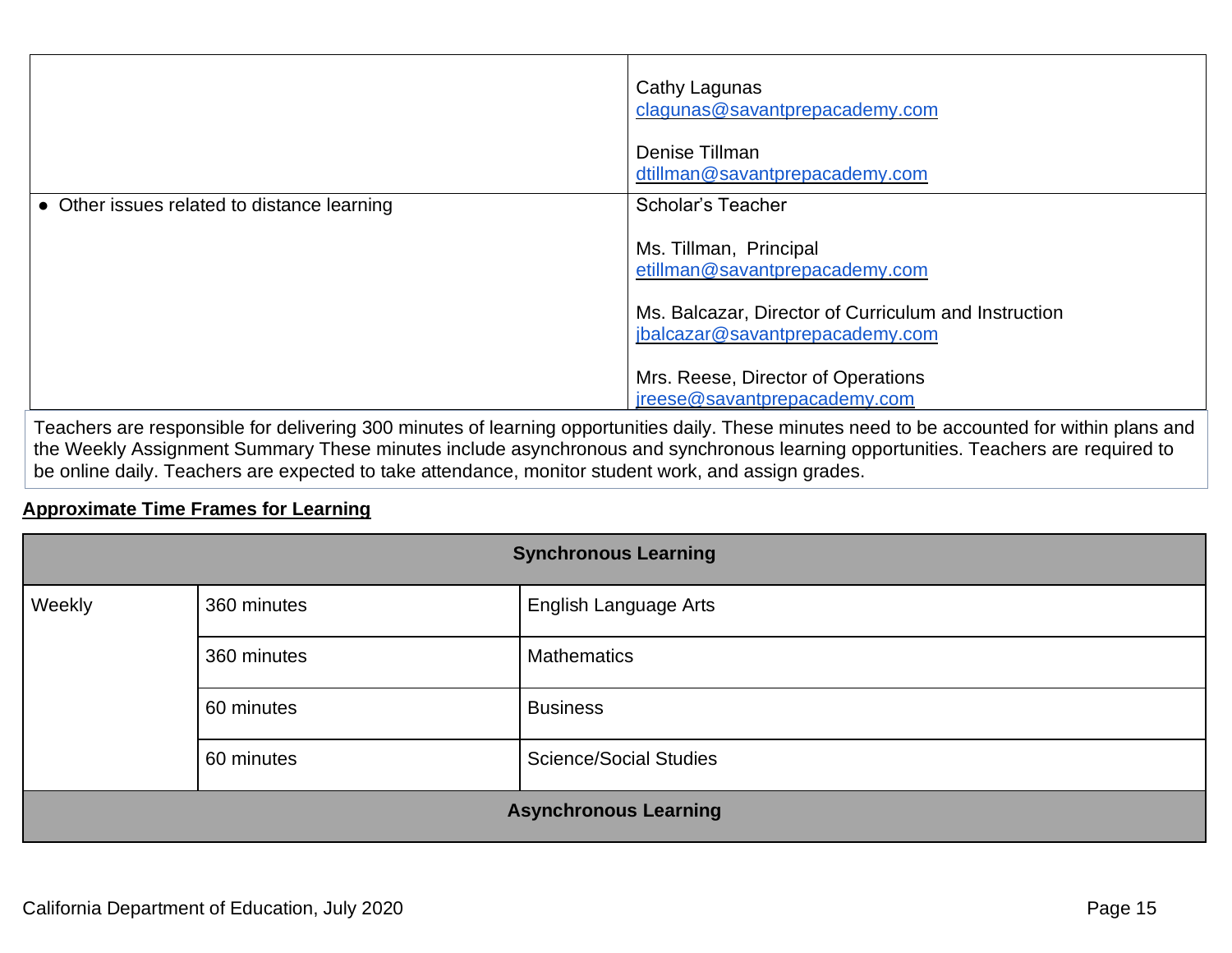| | |
|---|---|
| | Cathy Lagunas<br>clagunas@savantprepacademy.com<br><br>Denise Tillman<br>dtillman@savantprepacademy.com |
| • Other issues related to distance learning | Scholar's Teacher<br><br>Ms. Tillman, Principal<br>etillman@savantprepacademy.com<br><br>Ms. Balcazar, Director of Curriculum and Instruction<br>jbalcazar@savantprepacademy.com<br><br>Mrs. Reese, Director of Operations<br>jreese@savantprepacademy.com |

Teachers are responsible for delivering 300 minutes of learning opportunities daily. These minutes need to be accounted for within plans and the Weekly Assignment Summary These minutes include asynchronous and synchronous learning opportunities. Teachers are required to be online daily. Teachers are expected to take attendance, monitor student work, and assign grades.

**Approximate Time Frames for Learning**

| **Synchronous Learning** | | |
|---|---|---|
| Weekly | 360 minutes | English Language Arts |
| | 360 minutes | Mathematics |
| | 60 minutes | Business |
| | 60 minutes | Science/Social Studies |
| **Asynchronous Learning** | | |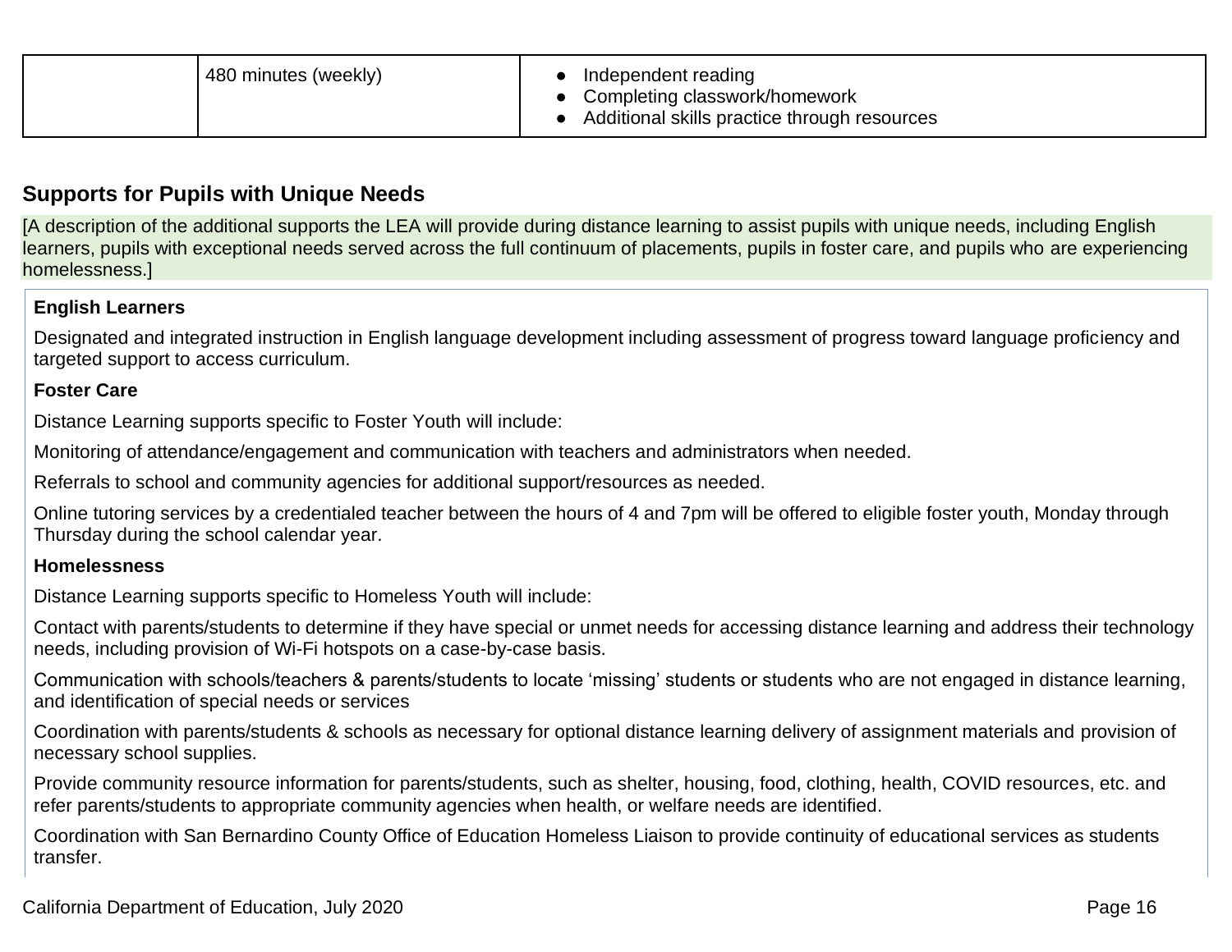| | 480 minutes (weekly) | • Independent reading<br>• Completing classwork/homework<br>• Additional skills practice through resources |
|---|---|---|

## Supports for Pupils with Unique Needs

[A description of the additional supports the LEA will provide during distance learning to assist pupils with unique needs, including English learners, pupils with exceptional needs served across the full continuum of placements, pupils in foster care, and pupils who are experiencing homelessness.]

**English Learners**

Designated and integrated instruction in English language development including assessment of progress toward language proficiency and targeted support to access curriculum.

**Foster Care**

Distance Learning supports specific to Foster Youth will include:

Monitoring of attendance/engagement and communication with teachers and administrators when needed.

Referrals to school and community agencies for additional support/resources as needed.

Online tutoring services by a credentialed teacher between the hours of 4 and 7pm will be offered to eligible foster youth, Monday through Thursday during the school calendar year.

**Homelessness**

Distance Learning supports specific to Homeless Youth will include:

Contact with parents/students to determine if they have special or unmet needs for accessing distance learning and address their technology needs, including provision of Wi-Fi hotspots on a case-by-case basis.

Communication with schools/teachers & parents/students to locate 'missing' students or students who are not engaged in distance learning, and identification of special needs or services

Coordination with parents/students & schools as necessary for optional distance learning delivery of assignment materials and provision of necessary school supplies.

Provide community resource information for parents/students, such as shelter, housing, food, clothing, health, COVID resources, etc. and refer parents/students to appropriate community agencies when health, or welfare needs are identified.

Coordination with San Bernardino County Office of Education Homeless Liaison to provide continuity of educational services as students transfer.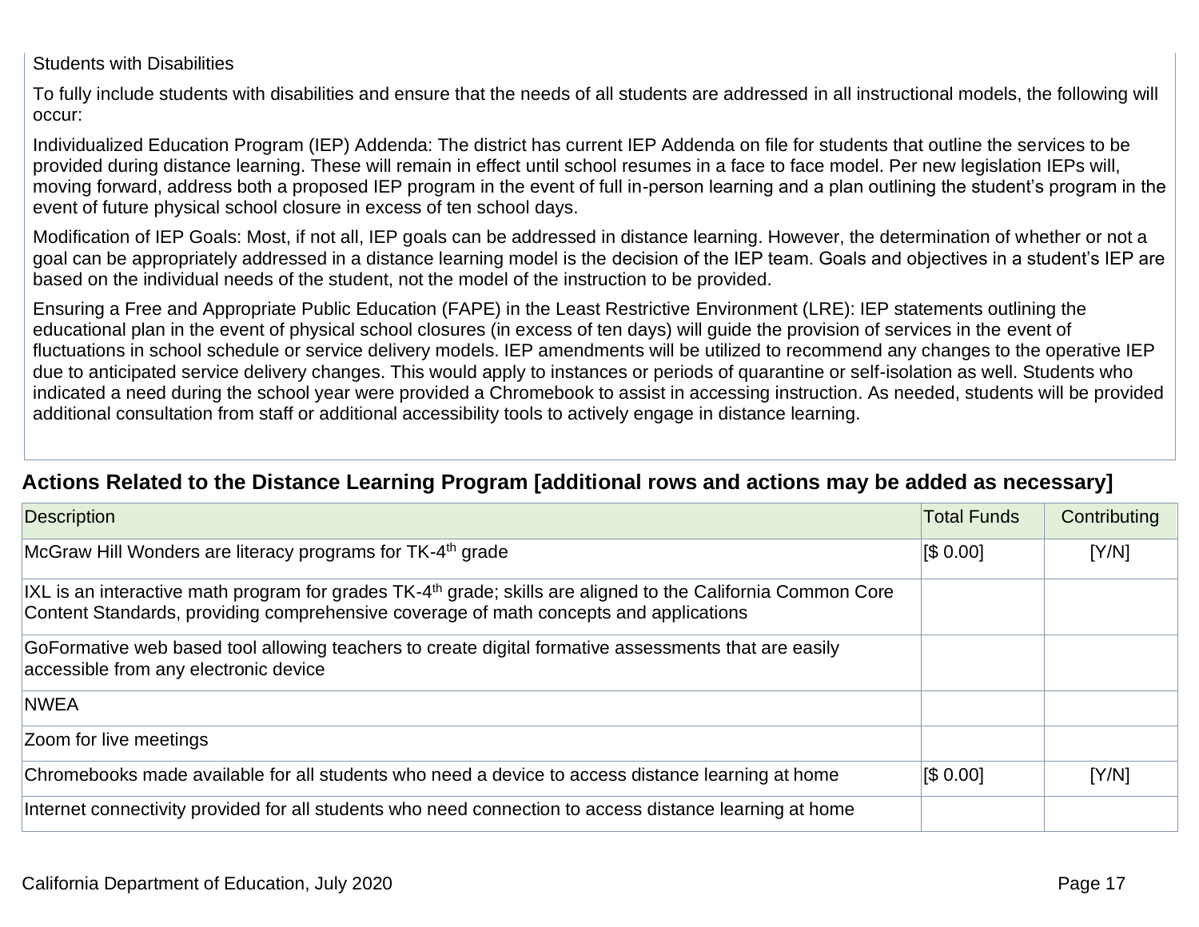Students with Disabilities

To fully include students with disabilities and ensure that the needs of all students are addressed in all instructional models, the following will occur:

Individualized Education Program (IEP) Addenda: The district has current IEP Addenda on file for students that outline the services to be provided during distance learning. These will remain in effect until school resumes in a face to face model. Per new legislation IEPs will, moving forward, address both a proposed IEP program in the event of full in-person learning and a plan outlining the student's program in the event of future physical school closure in excess of ten school days.

Modification of IEP Goals: Most, if not all, IEP goals can be addressed in distance learning. However, the determination of whether or not a goal can be appropriately addressed in a distance learning model is the decision of the IEP team. Goals and objectives in a student's IEP are based on the individual needs of the student, not the model of the instruction to be provided.

Ensuring a Free and Appropriate Public Education (FAPE) in the Least Restrictive Environment (LRE): IEP statements outlining the educational plan in the event of physical school closures (in excess of ten days) will guide the provision of services in the event of fluctuations in school schedule or service delivery models. IEP amendments will be utilized to recommend any changes to the operative IEP due to anticipated service delivery changes. This would apply to instances or periods of quarantine or self-isolation as well. Students who indicated a need during the school year were provided a Chromebook to assist in accessing instruction. As needed, students will be provided additional consultation from staff or additional accessibility tools to actively engage in distance learning.

## Actions Related to the Distance Learning Program [additional rows and actions may be added as necessary]

| Description | Total Funds | Contributing |
|---|---|---|
| McGraw Hill Wonders are literacy programs for TK-4th grade | [$ 0.00] | [Y/N] |
| IXL is an interactive math program for grades TK-4th grade; skills are aligned to the California Common Core Content Standards, providing comprehensive coverage of math concepts and applications | | |
| GoFormative web based tool allowing teachers to create digital formative assessments that are easily accessible from any electronic device | | |
| NWEA | | |
| Zoom for live meetings | | |
| Chromebooks made available for all students who need a device to access distance learning at home | [$ 0.00] | [Y/N] |
| Internet connectivity provided for all students who need connection to access distance learning at home | | |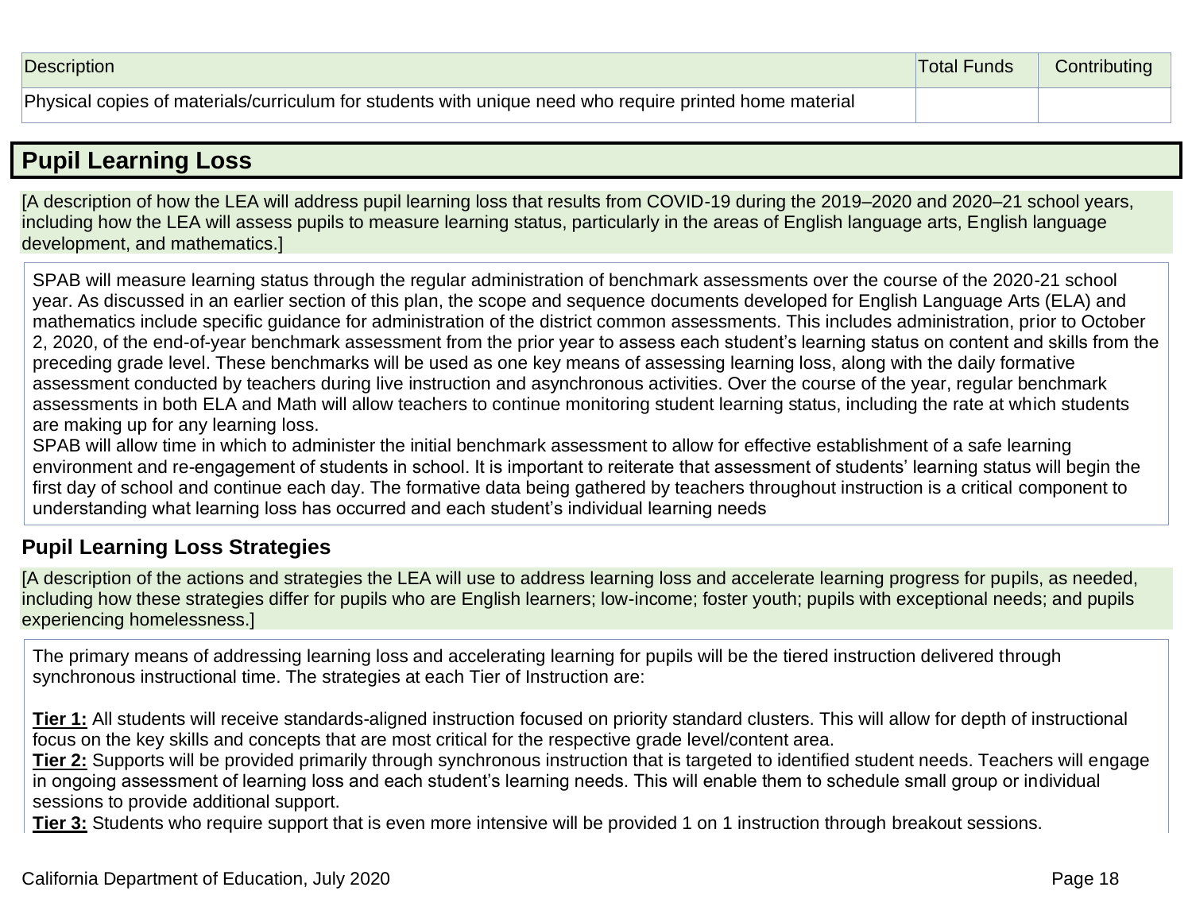| Description | Total Funds | Contributing |
|---|---|---|
| Physical copies of materials/curriculum for students with unique need who require printed home material | | |

## Pupil Learning Loss

[A description of how the LEA will address pupil learning loss that results from COVID-19 during the 2019–2020 and 2020–21 school years, including how the LEA will assess pupils to measure learning status, particularly in the areas of English language arts, English language development, and mathematics.]

SPAB will measure learning status through the regular administration of benchmark assessments over the course of the 2020-21 school year. As discussed in an earlier section of this plan, the scope and sequence documents developed for English Language Arts (ELA) and mathematics include specific guidance for administration of the district common assessments. This includes administration, prior to October 2, 2020, of the end-of-year benchmark assessment from the prior year to assess each student's learning status on content and skills from the preceding grade level. These benchmarks will be used as one key means of assessing learning loss, along with the daily formative assessment conducted by teachers during live instruction and asynchronous activities. Over the course of the year, regular benchmark assessments in both ELA and Math will allow teachers to continue monitoring student learning status, including the rate at which students are making up for any learning loss.
SPAB will allow time in which to administer the initial benchmark assessment to allow for effective establishment of a safe learning environment and re-engagement of students in school. It is important to reiterate that assessment of students' learning status will begin the first day of school and continue each day. The formative data being gathered by teachers throughout instruction is a critical component to understanding what learning loss has occurred and each student's individual learning needs

### Pupil Learning Loss Strategies

[A description of the actions and strategies the LEA will use to address learning loss and accelerate learning progress for pupils, as needed, including how these strategies differ for pupils who are English learners; low-income; foster youth; pupils with exceptional needs; and pupils experiencing homelessness.]

The primary means of addressing learning loss and accelerating learning for pupils will be the tiered instruction delivered through synchronous instructional time. The strategies at each Tier of Instruction are:

**Tier 1:** All students will receive standards-aligned instruction focused on priority standard clusters. This will allow for depth of instructional focus on the key skills and concepts that are most critical for the respective grade level/content area.
**Tier 2:** Supports will be provided primarily through synchronous instruction that is targeted to identified student needs. Teachers will engage in ongoing assessment of learning loss and each student's learning needs. This will enable them to schedule small group or individual sessions to provide additional support.
**Tier 3:** Students who require support that is even more intensive will be provided 1 on 1 instruction through breakout sessions.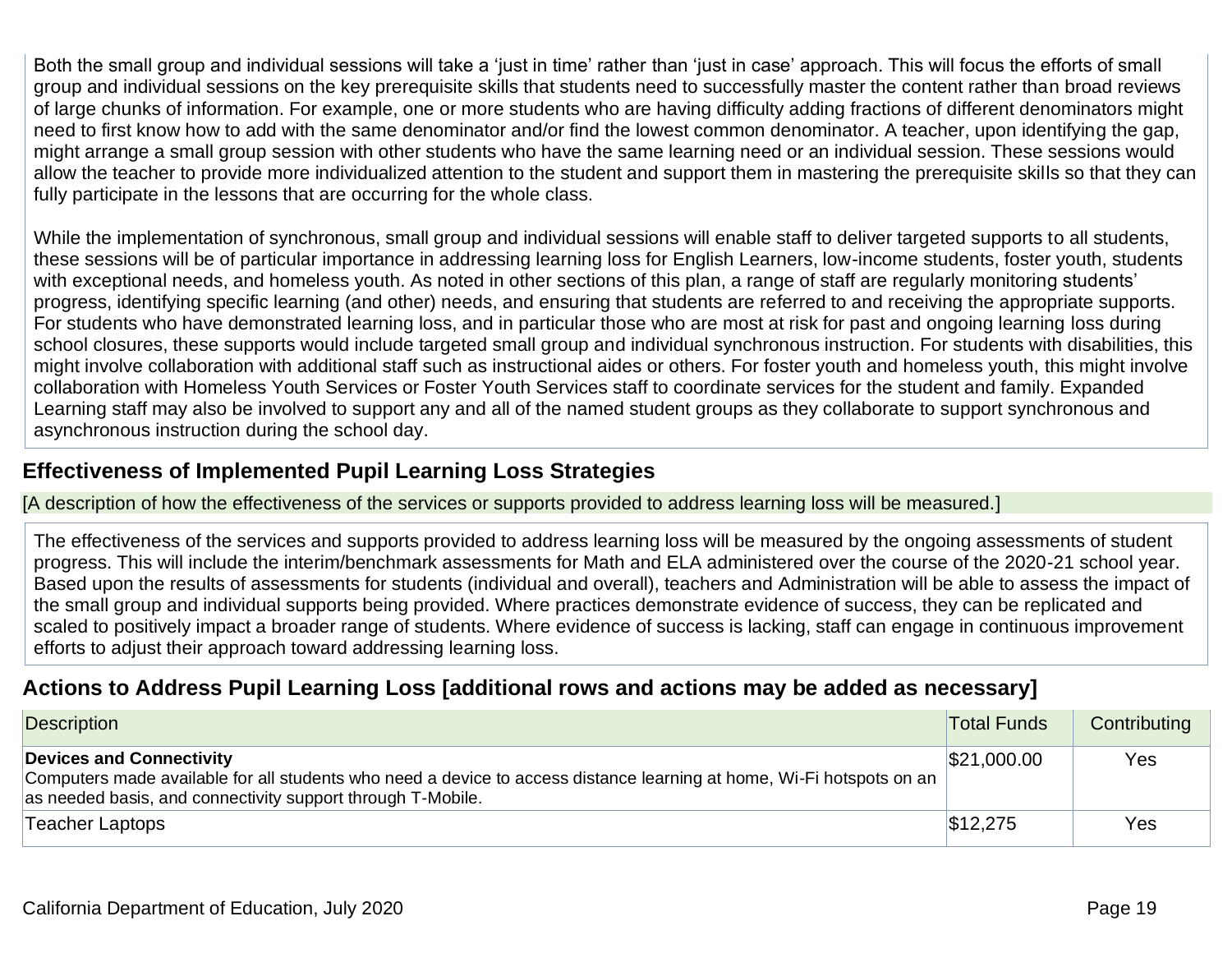Both the small group and individual sessions will take a 'just in time' rather than 'just in case' approach. This will focus the efforts of small group and individual sessions on the key prerequisite skills that students need to successfully master the content rather than broad reviews of large chunks of information. For example, one or more students who are having difficulty adding fractions of different denominators might need to first know how to add with the same denominator and/or find the lowest common denominator. A teacher, upon identifying the gap, might arrange a small group session with other students who have the same learning need or an individual session. These sessions would allow the teacher to provide more individualized attention to the student and support them in mastering the prerequisite skills so that they can fully participate in the lessons that are occurring for the whole class.

While the implementation of synchronous, small group and individual sessions will enable staff to deliver targeted supports to all students, these sessions will be of particular importance in addressing learning loss for English Learners, low-income students, foster youth, students with exceptional needs, and homeless youth. As noted in other sections of this plan, a range of staff are regularly monitoring students' progress, identifying specific learning (and other) needs, and ensuring that students are referred to and receiving the appropriate supports. For students who have demonstrated learning loss, and in particular those who are most at risk for past and ongoing learning loss during school closures, these supports would include targeted small group and individual synchronous instruction. For students with disabilities, this might involve collaboration with additional staff such as instructional aides or others. For foster youth and homeless youth, this might involve collaboration with Homeless Youth Services or Foster Youth Services staff to coordinate services for the student and family. Expanded Learning staff may also be involved to support any and all of the named student groups as they collaborate to support synchronous and asynchronous instruction during the school day.

## Effectiveness of Implemented Pupil Learning Loss Strategies

[A description of how the effectiveness of the services or supports provided to address learning loss will be measured.]

The effectiveness of the services and supports provided to address learning loss will be measured by the ongoing assessments of student progress. This will include the interim/benchmark assessments for Math and ELA administered over the course of the 2020-21 school year. Based upon the results of assessments for students (individual and overall), teachers and Administration will be able to assess the impact of the small group and individual supports being provided. Where practices demonstrate evidence of success, they can be replicated and scaled to positively impact a broader range of students. Where evidence of success is lacking, staff can engage in continuous improvement efforts to adjust their approach toward addressing learning loss.

## Actions to Address Pupil Learning Loss [additional rows and actions may be added as necessary]

| Description | Total Funds | Contributing |
|---|---|---|
| **Devices and Connectivity** Computers made available for all students who need a device to access distance learning at home, Wi-Fi hotspots on an as needed basis, and connectivity support through T-Mobile. | $21,000.00 | Yes |
| Teacher Laptops | $12,275 | Yes |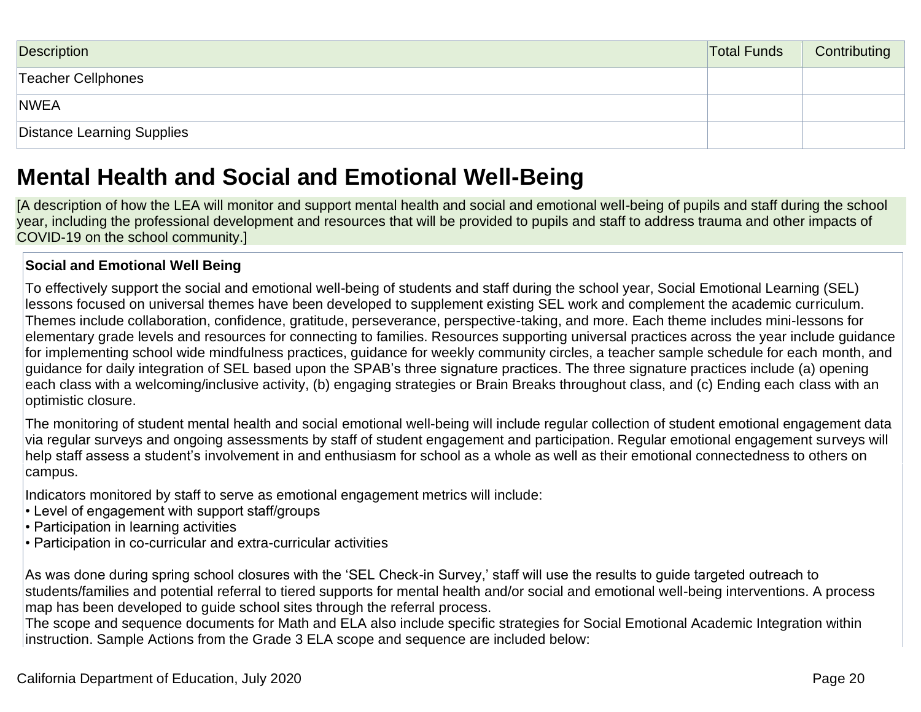| Description | Total Funds | Contributing |
| --- | --- | --- |
| Teacher Cellphones | | |
| NWEA | | |
| Distance Learning Supplies | | |

## Mental Health and Social and Emotional Well-Being

[A description of how the LEA will monitor and support mental health and social and emotional well-being of pupils and staff during the school year, including the professional development and resources that will be provided to pupils and staff to address trauma and other impacts of COVID-19 on the school community.]

**Social and Emotional Well Being**

To effectively support the social and emotional well-being of students and staff during the school year, Social Emotional Learning (SEL) lessons focused on universal themes have been developed to supplement existing SEL work and complement the academic curriculum. Themes include collaboration, confidence, gratitude, perseverance, perspective-taking, and more. Each theme includes mini-lessons for elementary grade levels and resources for connecting to families. Resources supporting universal practices across the year include guidance for implementing school wide mindfulness practices, guidance for weekly community circles, a teacher sample schedule for each month, and guidance for daily integration of SEL based upon the SPAB's three signature practices. The three signature practices include (a) opening each class with a welcoming/inclusive activity, (b) engaging strategies or Brain Breaks throughout class, and (c) Ending each class with an optimistic closure.

The monitoring of student mental health and social emotional well-being will include regular collection of student emotional engagement data via regular surveys and ongoing assessments by staff of student engagement and participation. Regular emotional engagement surveys will help staff assess a student's involvement in and enthusiasm for school as a whole as well as their emotional connectedness to others on campus.

Indicators monitored by staff to serve as emotional engagement metrics will include:

- Level of engagement with support staff/groups
- Participation in learning activities
- Participation in co-curricular and extra-curricular activities

As was done during spring school closures with the 'SEL Check-in Survey,' staff will use the results to guide targeted outreach to students/families and potential referral to tiered supports for mental health and/or social and emotional well-being interventions. A process map has been developed to guide school sites through the referral process.
The scope and sequence documents for Math and ELA also include specific strategies for Social Emotional Academic Integration within instruction. Sample Actions from the Grade 3 ELA scope and sequence are included below: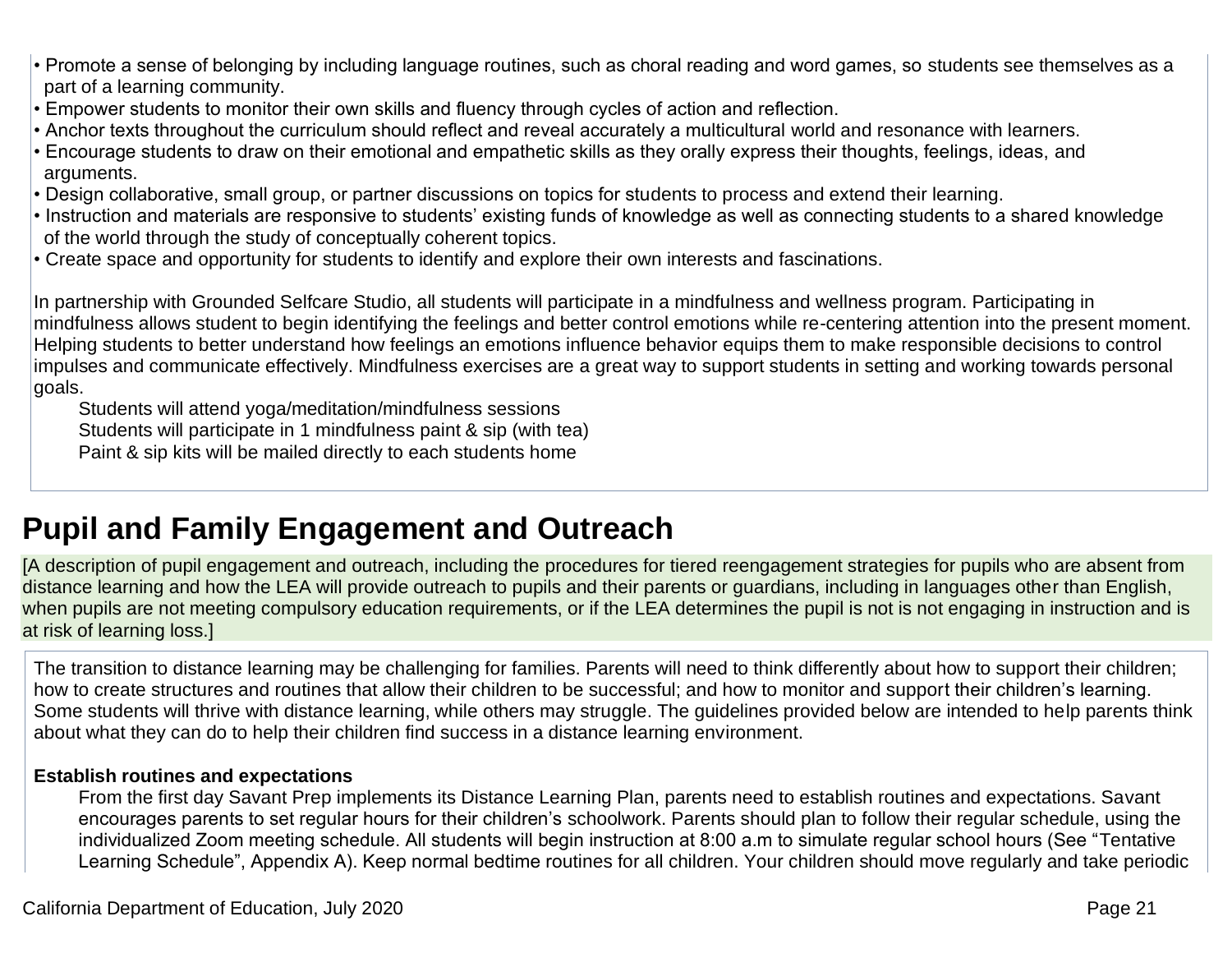- Promote a sense of belonging by including language routines, such as choral reading and word games, so students see themselves as a part of a learning community.
- Empower students to monitor their own skills and fluency through cycles of action and reflection.
- Anchor texts throughout the curriculum should reflect and reveal accurately a multicultural world and resonance with learners.
- Encourage students to draw on their emotional and empathetic skills as they orally express their thoughts, feelings, ideas, and arguments.
- Design collaborative, small group, or partner discussions on topics for students to process and extend their learning.
- Instruction and materials are responsive to students' existing funds of knowledge as well as connecting students to a shared knowledge of the world through the study of conceptually coherent topics.
- Create space and opportunity for students to identify and explore their own interests and fascinations.

In partnership with Grounded Selfcare Studio, all students will participate in a mindfulness and wellness program. Participating in mindfulness allows student to begin identifying the feelings and better control emotions while re-centering attention into the present moment. Helping students to better understand how feelings an emotions influence behavior equips them to make responsible decisions to control impulses and communicate effectively. Mindfulness exercises are a great way to support students in setting and working towards personal goals.

Students will attend yoga/meditation/mindfulness sessions
Students will participate in 1 mindfulness paint & sip (with tea)
Paint & sip kits will be mailed directly to each students home

## Pupil and Family Engagement and Outreach

[A description of pupil engagement and outreach, including the procedures for tiered reengagement strategies for pupils who are absent from distance learning and how the LEA will provide outreach to pupils and their parents or guardians, including in languages other than English, when pupils are not meeting compulsory education requirements, or if the LEA determines the pupil is not is not engaging in instruction and is at risk of learning loss.]

The transition to distance learning may be challenging for families. Parents will need to think differently about how to support their children; how to create structures and routines that allow their children to be successful; and how to monitor and support their children's learning. Some students will thrive with distance learning, while others may struggle. The guidelines provided below are intended to help parents think about what they can do to help their children find success in a distance learning environment.

**Establish routines and expectations**

From the first day Savant Prep implements its Distance Learning Plan, parents need to establish routines and expectations. Savant encourages parents to set regular hours for their children's schoolwork. Parents should plan to follow their regular schedule, using the individualized Zoom meeting schedule. All students will begin instruction at 8:00 a.m to simulate regular school hours (See "Tentative Learning Schedule", Appendix A). Keep normal bedtime routines for all children. Your children should move regularly and take periodic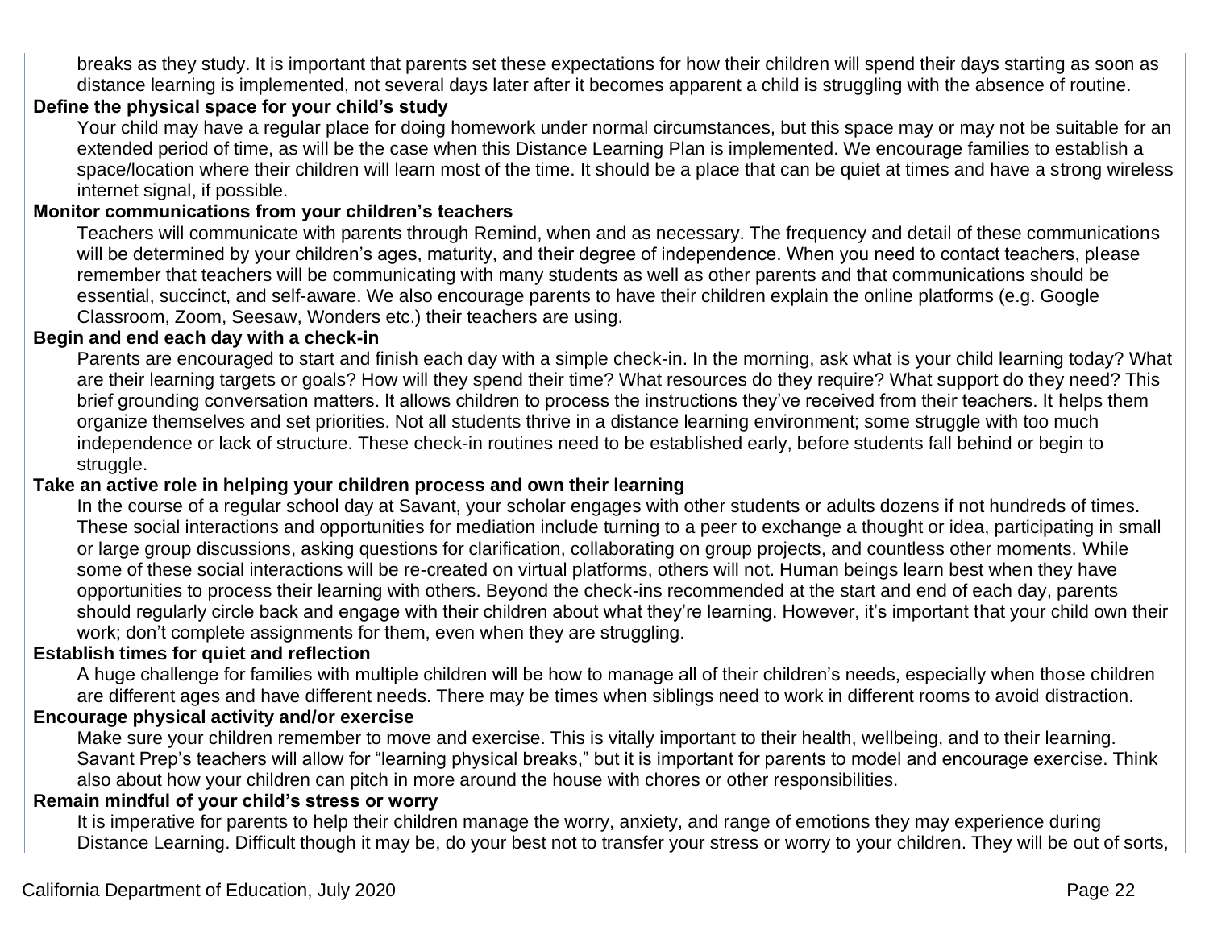breaks as they study. It is important that parents set these expectations for how their children will spend their days starting as soon as distance learning is implemented, not several days later after it becomes apparent a child is struggling with the absence of routine.

**Define the physical space for your child's study**

Your child may have a regular place for doing homework under normal circumstances, but this space may or may not be suitable for an extended period of time, as will be the case when this Distance Learning Plan is implemented. We encourage families to establish a space/location where their children will learn most of the time. It should be a place that can be quiet at times and have a strong wireless internet signal, if possible.

**Monitor communications from your children's teachers**

Teachers will communicate with parents through Remind, when and as necessary. The frequency and detail of these communications will be determined by your children's ages, maturity, and their degree of independence. When you need to contact teachers, please remember that teachers will be communicating with many students as well as other parents and that communications should be essential, succinct, and self-aware. We also encourage parents to have their children explain the online platforms (e.g. Google Classroom, Zoom, Seesaw, Wonders etc.) their teachers are using.

**Begin and end each day with a check-in**

Parents are encouraged to start and finish each day with a simple check-in. In the morning, ask what is your child learning today? What are their learning targets or goals? How will they spend their time? What resources do they require? What support do they need? This brief grounding conversation matters. It allows children to process the instructions they've received from their teachers. It helps them organize themselves and set priorities. Not all students thrive in a distance learning environment; some struggle with too much independence or lack of structure. These check-in routines need to be established early, before students fall behind or begin to struggle.

**Take an active role in helping your children process and own their learning**

In the course of a regular school day at Savant, your scholar engages with other students or adults dozens if not hundreds of times. These social interactions and opportunities for mediation include turning to a peer to exchange a thought or idea, participating in small or large group discussions, asking questions for clarification, collaborating on group projects, and countless other moments. While some of these social interactions will be re-created on virtual platforms, others will not. Human beings learn best when they have opportunities to process their learning with others. Beyond the check-ins recommended at the start and end of each day, parents should regularly circle back and engage with their children about what they're learning. However, it's important that your child own their work; don't complete assignments for them, even when they are struggling.

**Establish times for quiet and reflection**

A huge challenge for families with multiple children will be how to manage all of their children's needs, especially when those children are different ages and have different needs. There may be times when siblings need to work in different rooms to avoid distraction.

**Encourage physical activity and/or exercise**

Make sure your children remember to move and exercise. This is vitally important to their health, wellbeing, and to their learning. Savant Prep's teachers will allow for "learning physical breaks," but it is important for parents to model and encourage exercise. Think also about how your children can pitch in more around the house with chores or other responsibilities.

**Remain mindful of your child's stress or worry**

It is imperative for parents to help their children manage the worry, anxiety, and range of emotions they may experience during Distance Learning. Difficult though it may be, do your best not to transfer your stress or worry to your children. They will be out of sorts,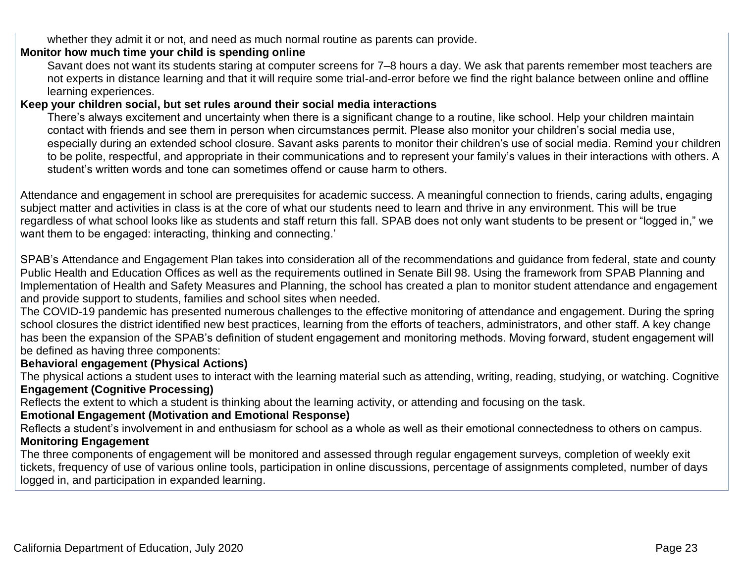whether they admit it or not, and need as much normal routine as parents can provide.

**Monitor how much time your child is spending online**

Savant does not want its students staring at computer screens for 7–8 hours a day. We ask that parents remember most teachers are not experts in distance learning and that it will require some trial-and-error before we find the right balance between online and offline learning experiences.

**Keep your children social, but set rules around their social media interactions**

There's always excitement and uncertainty when there is a significant change to a routine, like school. Help your children maintain contact with friends and see them in person when circumstances permit. Please also monitor your children's social media use, especially during an extended school closure. Savant asks parents to monitor their children's use of social media. Remind your children to be polite, respectful, and appropriate in their communications and to represent your family's values in their interactions with others. A student's written words and tone can sometimes offend or cause harm to others.

Attendance and engagement in school are prerequisites for academic success. A meaningful connection to friends, caring adults, engaging subject matter and activities in class is at the core of what our students need to learn and thrive in any environment. This will be true regardless of what school looks like as students and staff return this fall. SPAB does not only want students to be present or "logged in," we want them to be engaged: interacting, thinking and connecting.'

SPAB's Attendance and Engagement Plan takes into consideration all of the recommendations and guidance from federal, state and county Public Health and Education Offices as well as the requirements outlined in Senate Bill 98. Using the framework from SPAB Planning and Implementation of Health and Safety Measures and Planning, the school has created a plan to monitor student attendance and engagement and provide support to students, families and school sites when needed.

The COVID-19 pandemic has presented numerous challenges to the effective monitoring of attendance and engagement. During the spring school closures the district identified new best practices, learning from the efforts of teachers, administrators, and other staff. A key change has been the expansion of the SPAB's definition of student engagement and monitoring methods. Moving forward, student engagement will be defined as having three components:

**Behavioral engagement (Physical Actions)**

The physical actions a student uses to interact with the learning material such as attending, writing, reading, studying, or watching. Cognitive

**Engagement (Cognitive Processing)**

Reflects the extent to which a student is thinking about the learning activity, or attending and focusing on the task.

**Emotional Engagement (Motivation and Emotional Response)**

Reflects a student's involvement in and enthusiasm for school as a whole as well as their emotional connectedness to others on campus.

**Monitoring Engagement**

The three components of engagement will be monitored and assessed through regular engagement surveys, completion of weekly exit tickets, frequency of use of various online tools, participation in online discussions, percentage of assignments completed, number of days logged in, and participation in expanded learning.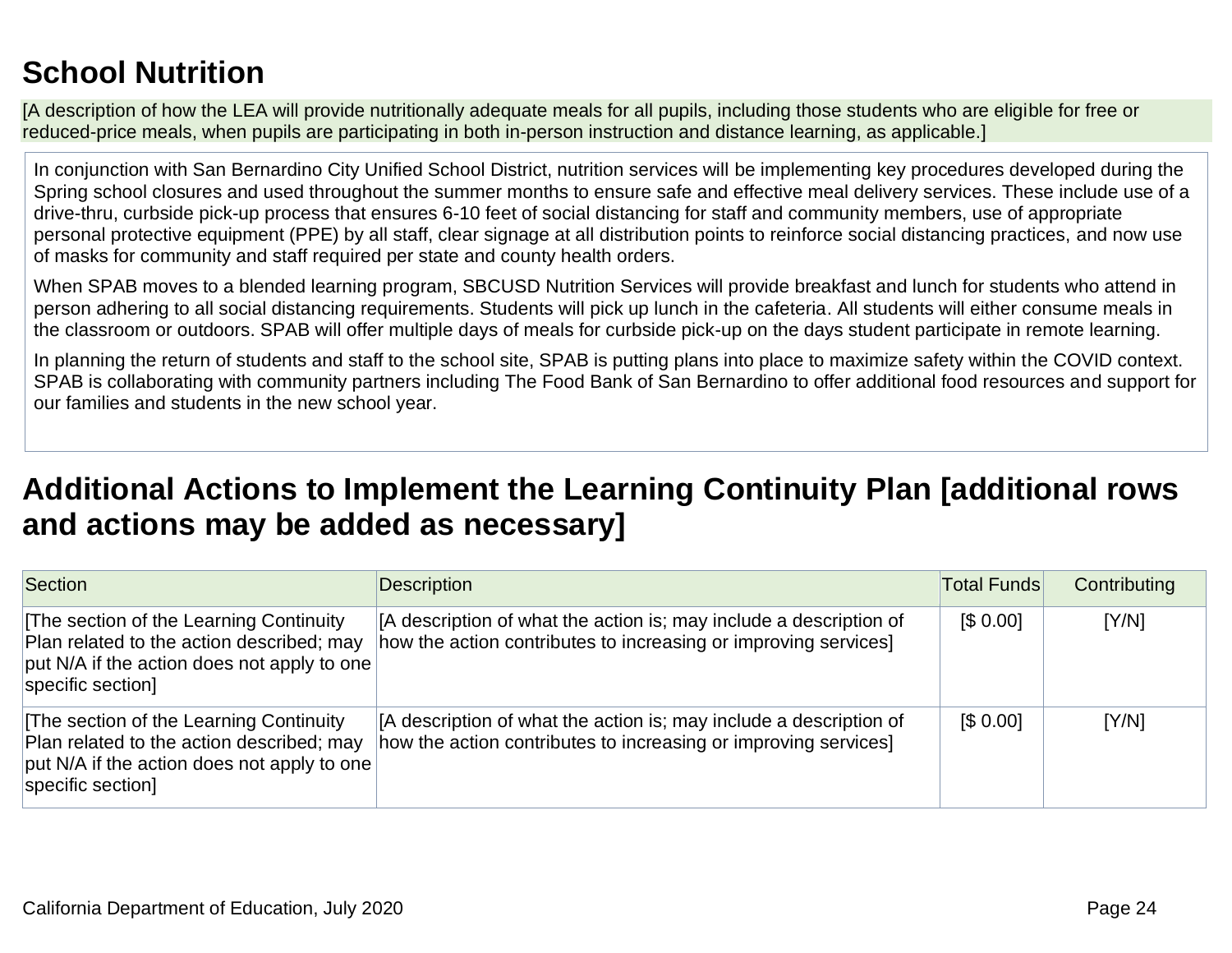## School Nutrition

[A description of how the LEA will provide nutritionally adequate meals for all pupils, including those students who are eligible for free or reduced-price meals, when pupils are participating in both in-person instruction and distance learning, as applicable.]

In conjunction with San Bernardino City Unified School District, nutrition services will be implementing key procedures developed during the Spring school closures and used throughout the summer months to ensure safe and effective meal delivery services. These include use of a drive-thru, curbside pick-up process that ensures 6-10 feet of social distancing for staff and community members, use of appropriate personal protective equipment (PPE) by all staff, clear signage at all distribution points to reinforce social distancing practices, and now use of masks for community and staff required per state and county health orders.

When SPAB moves to a blended learning program, SBCUSD Nutrition Services will provide breakfast and lunch for students who attend in person adhering to all social distancing requirements. Students will pick up lunch in the cafeteria. All students will either consume meals in the classroom or outdoors. SPAB will offer multiple days of meals for curbside pick-up on the days student participate in remote learning.

In planning the return of students and staff to the school site, SPAB is putting plans into place to maximize safety within the COVID context. SPAB is collaborating with community partners including The Food Bank of San Bernardino to offer additional food resources and support for our families and students in the new school year.

## Additional Actions to Implement the Learning Continuity Plan [additional rows and actions may be added as necessary]

| Section | Description | Total Funds | Contributing |
|---|---|---|---|
| [The section of the Learning Continuity Plan related to the action described; may put N/A if the action does not apply to one specific section] | [A description of what the action is; may include a description of how the action contributes to increasing or improving services] | [$ 0.00] | [Y/N] |
| [The section of the Learning Continuity Plan related to the action described; may put N/A if the action does not apply to one specific section] | [A description of what the action is; may include a description of how the action contributes to increasing or improving services] | [$ 0.00] | [Y/N] |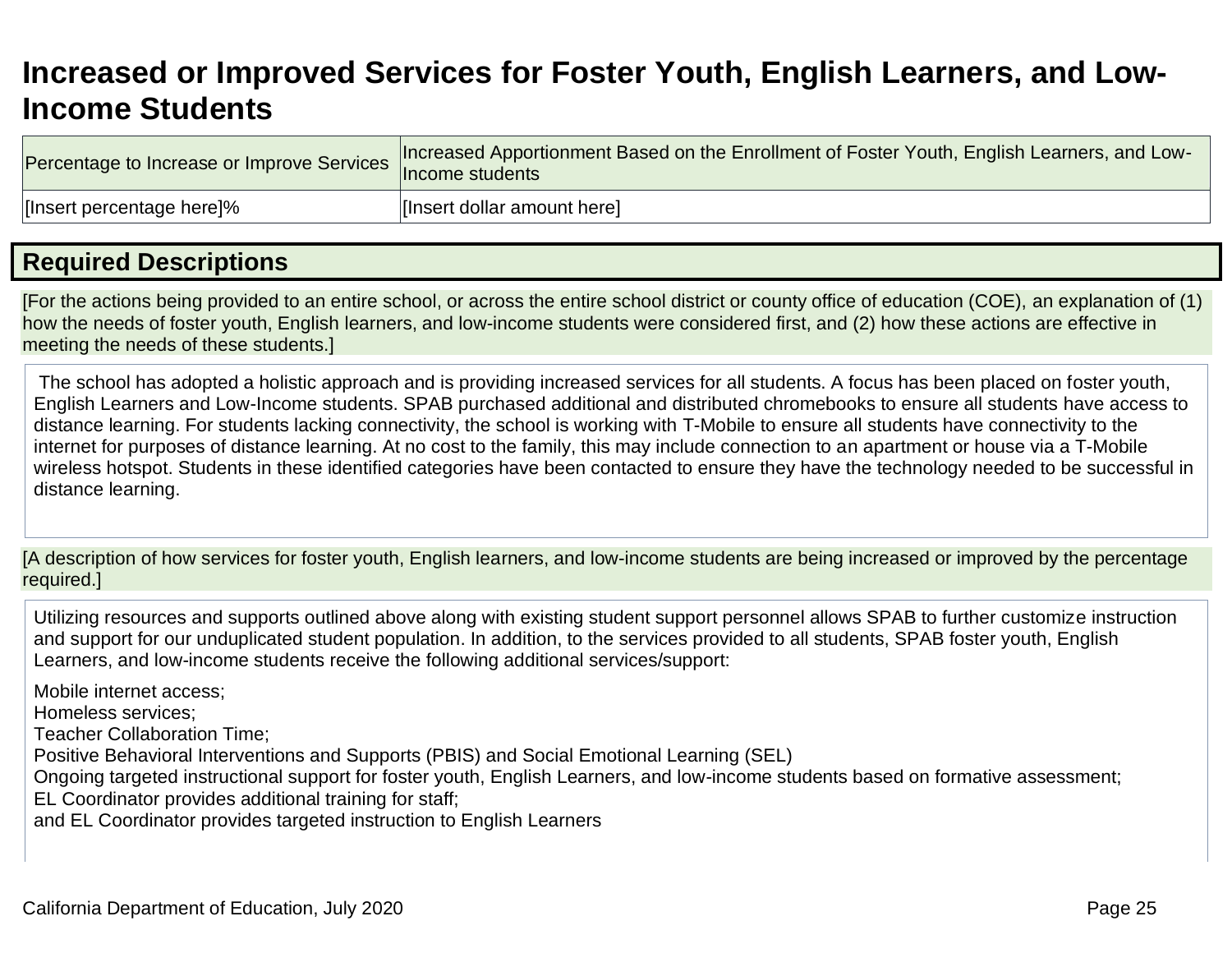# Increased or Improved Services for Foster Youth, English Learners, and Low-Income Students

| Percentage to Increase or Improve Services | Increased Apportionment Based on the Enrollment of Foster Youth, English Learners, and Low-Income students |
|---|---|
| [Insert percentage here]% | [Insert dollar amount here] |

## Required Descriptions

[For the actions being provided to an entire school, or across the entire school district or county office of education (COE), an explanation of (1) how the needs of foster youth, English learners, and low-income students were considered first, and (2) how these actions are effective in meeting the needs of these students.]

The school has adopted a holistic approach and is providing increased services for all students. A focus has been placed on foster youth, English Learners and Low-Income students. SPAB purchased additional and distributed chromebooks to ensure all students have access to distance learning. For students lacking connectivity, the school is working with T-Mobile to ensure all students have connectivity to the internet for purposes of distance learning. At no cost to the family, this may include connection to an apartment or house via a T-Mobile wireless hotspot. Students in these identified categories have been contacted to ensure they have the technology needed to be successful in distance learning.

[A description of how services for foster youth, English learners, and low-income students are being increased or improved by the percentage required.]

Utilizing resources and supports outlined above along with existing student support personnel allows SPAB to further customize instruction and support for our unduplicated student population. In addition, to the services provided to all students, SPAB foster youth, English Learners, and low-income students receive the following additional services/support:

Mobile internet access;
Homeless services;
Teacher Collaboration Time;
Positive Behavioral Interventions and Supports (PBIS) and Social Emotional Learning (SEL)
Ongoing targeted instructional support for foster youth, English Learners, and low-income students based on formative assessment;
EL Coordinator provides additional training for staff;
and EL Coordinator provides targeted instruction to English Learners